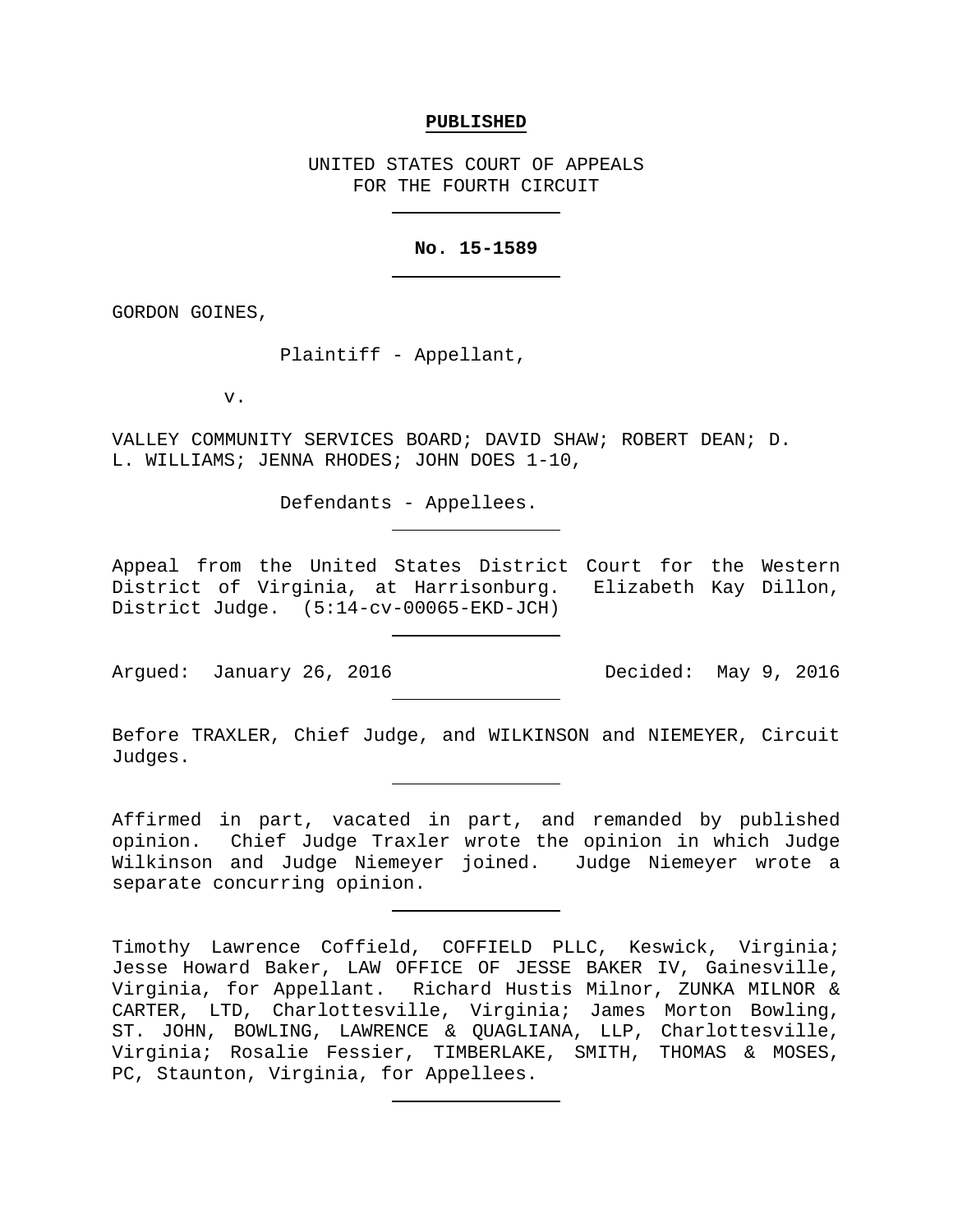**PUBLISHED**

UNITED STATES COURT OF APPEALS
FOR THE FOURTH CIRCUIT

---

**No. 15-1589**

---

GORDON GOINES,

Plaintiff - Appellant,

v.

VALLEY COMMUNITY SERVICES BOARD; DAVID SHAW; ROBERT DEAN; D. L. WILLIAMS; JENNA RHODES; JOHN DOES 1-10,

Defendants - Appellees.

---

Appeal from the United States District Court for the Western District of Virginia, at Harrisonburg. Elizabeth Kay Dillon, District Judge. (5:14-cv-00065-EKD-JCH)

---

Argued: January 26, 2016 Decided: May 9, 2016

---

Before TRAXLER, Chief Judge, and WILKINSON and NIEMEYER, Circuit Judges.

---

Affirmed in part, vacated in part, and remanded by published opinion. Chief Judge Traxler wrote the opinion in which Judge Wilkinson and Judge Niemeyer joined. Judge Niemeyer wrote a separate concurring opinion.

---

Timothy Lawrence Coffield, COFFIELD PLLC, Keswick, Virginia; Jesse Howard Baker, LAW OFFICE OF JESSE BAKER IV, Gainesville, Virginia, for Appellant. Richard Hustis Milnor, ZUNKA MILNOR & CARTER, LTD, Charlottesville, Virginia; James Morton Bowling, ST. JOHN, BOWLING, LAWRENCE & QUAGLIANA, LLP, Charlottesville, Virginia; Rosalie Fessier, TIMBERLAKE, SMITH, THOMAS & MOSES, PC, Staunton, Virginia, for Appellees.

---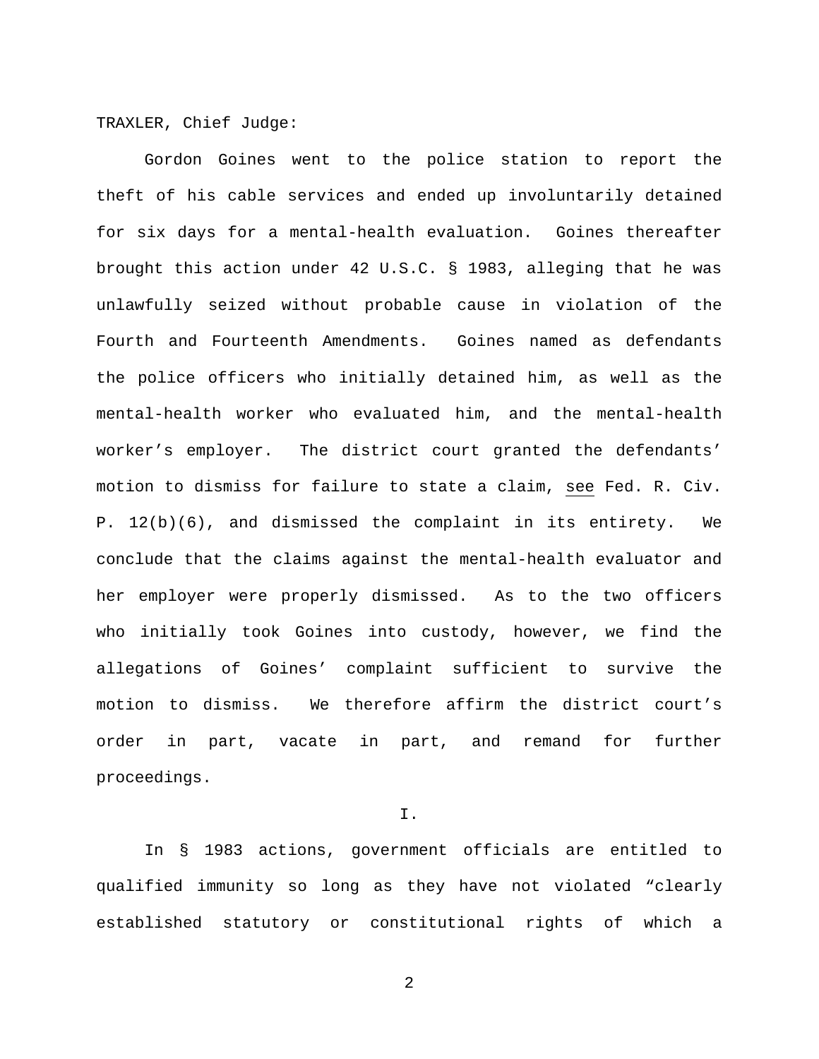TRAXLER, Chief Judge:

Gordon Goines went to the police station to report the theft of his cable services and ended up involuntarily detained for six days for a mental-health evaluation. Goines thereafter brought this action under 42 U.S.C. § 1983, alleging that he was unlawfully seized without probable cause in violation of the Fourth and Fourteenth Amendments. Goines named as defendants the police officers who initially detained him, as well as the mental-health worker who evaluated him, and the mental-health worker's employer. The district court granted the defendants' motion to dismiss for failure to state a claim, see Fed. R. Civ. P. 12(b)(6), and dismissed the complaint in its entirety. We conclude that the claims against the mental-health evaluator and her employer were properly dismissed. As to the two officers who initially took Goines into custody, however, we find the allegations of Goines' complaint sufficient to survive the motion to dismiss. We therefore affirm the district court's order in part, vacate in part, and remand for further proceedings.

I.

In § 1983 actions, government officials are entitled to qualified immunity so long as they have not violated "clearly established statutory or constitutional rights of which a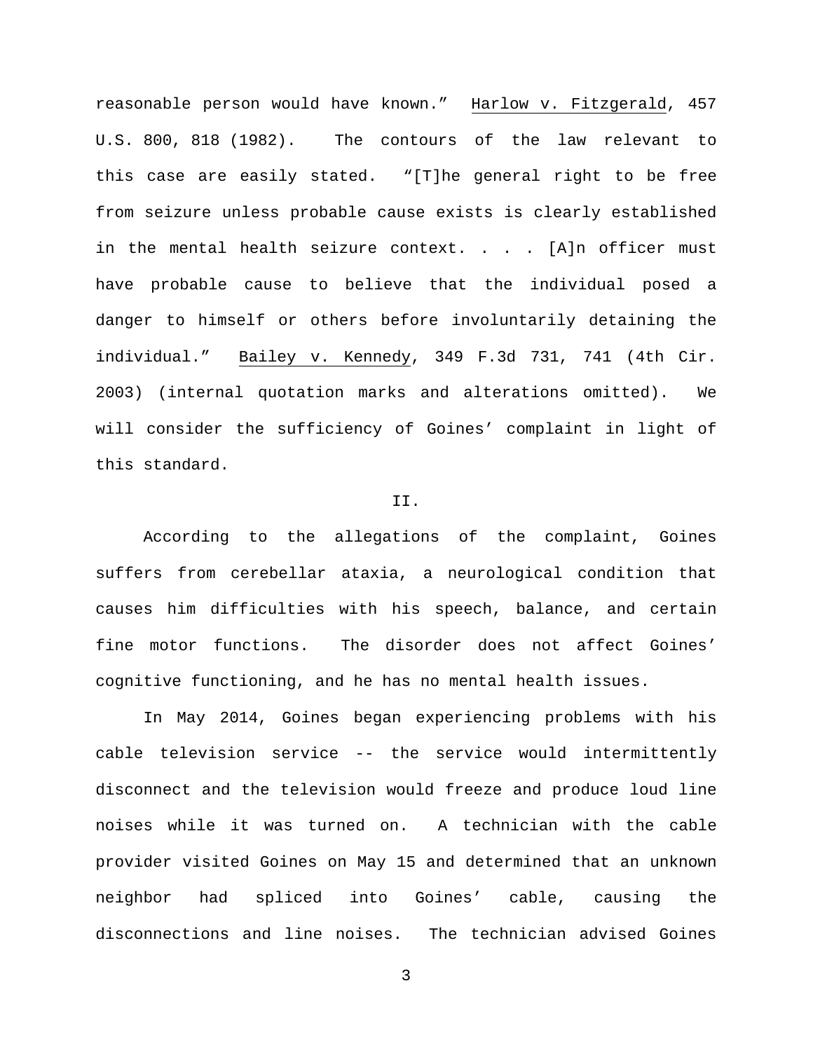reasonable person would have known." Harlow v. Fitzgerald, 457 U.S. 800, 818 (1982). The contours of the law relevant to this case are easily stated. "[T]he general right to be free from seizure unless probable cause exists is clearly established in the mental health seizure context. . . . [A]n officer must have probable cause to believe that the individual posed a danger to himself or others before involuntarily detaining the individual." Bailey v. Kennedy, 349 F.3d 731, 741 (4th Cir. 2003) (internal quotation marks and alterations omitted). We will consider the sufficiency of Goines' complaint in light of this standard.

## II.

According to the allegations of the complaint, Goines suffers from cerebellar ataxia, a neurological condition that causes him difficulties with his speech, balance, and certain fine motor functions. The disorder does not affect Goines' cognitive functioning, and he has no mental health issues.

In May 2014, Goines began experiencing problems with his cable television service -- the service would intermittently disconnect and the television would freeze and produce loud line noises while it was turned on. A technician with the cable provider visited Goines on May 15 and determined that an unknown neighbor had spliced into Goines' cable, causing the disconnections and line noises. The technician advised Goines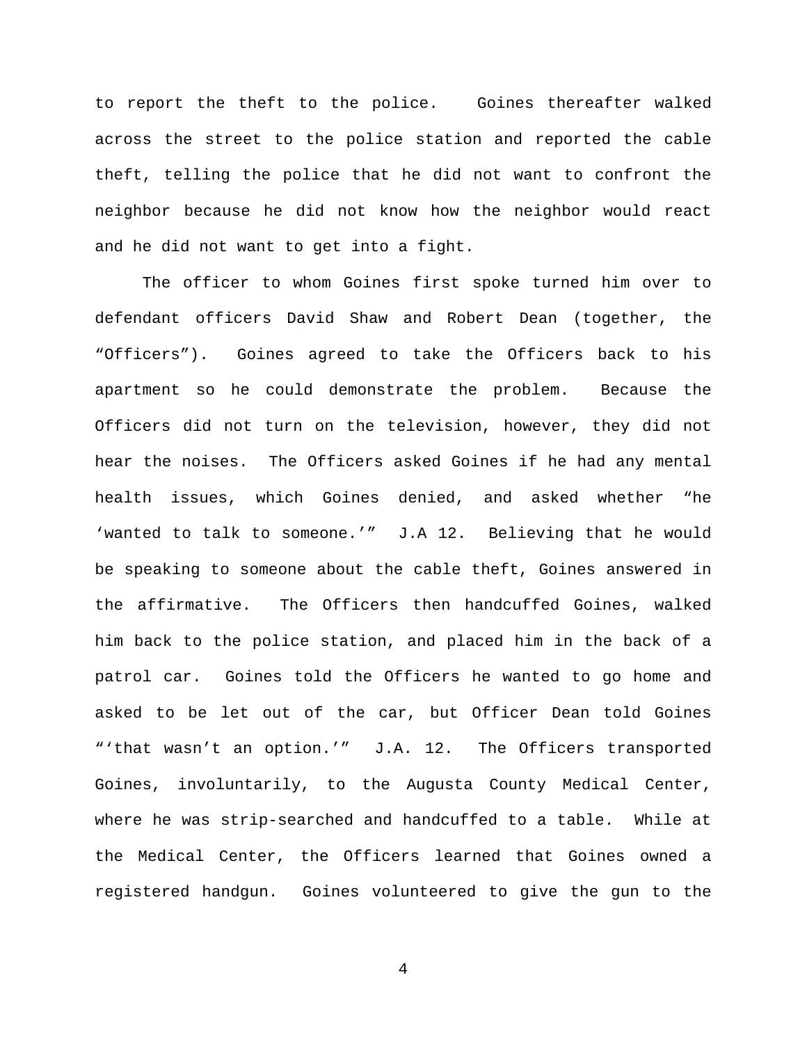to report the theft to the police. Goines thereafter walked across the street to the police station and reported the cable theft, telling the police that he did not want to confront the neighbor because he did not know how the neighbor would react and he did not want to get into a fight.

The officer to whom Goines first spoke turned him over to defendant officers David Shaw and Robert Dean (together, the "Officers"). Goines agreed to take the Officers back to his apartment so he could demonstrate the problem. Because the Officers did not turn on the television, however, they did not hear the noises. The Officers asked Goines if he had any mental health issues, which Goines denied, and asked whether "he 'wanted to talk to someone.'" J.A 12. Believing that he would be speaking to someone about the cable theft, Goines answered in the affirmative. The Officers then handcuffed Goines, walked him back to the police station, and placed him in the back of a patrol car. Goines told the Officers he wanted to go home and asked to be let out of the car, but Officer Dean told Goines "'that wasn't an option.'" J.A. 12. The Officers transported Goines, involuntarily, to the Augusta County Medical Center, where he was strip-searched and handcuffed to a table. While at the Medical Center, the Officers learned that Goines owned a registered handgun. Goines volunteered to give the gun to the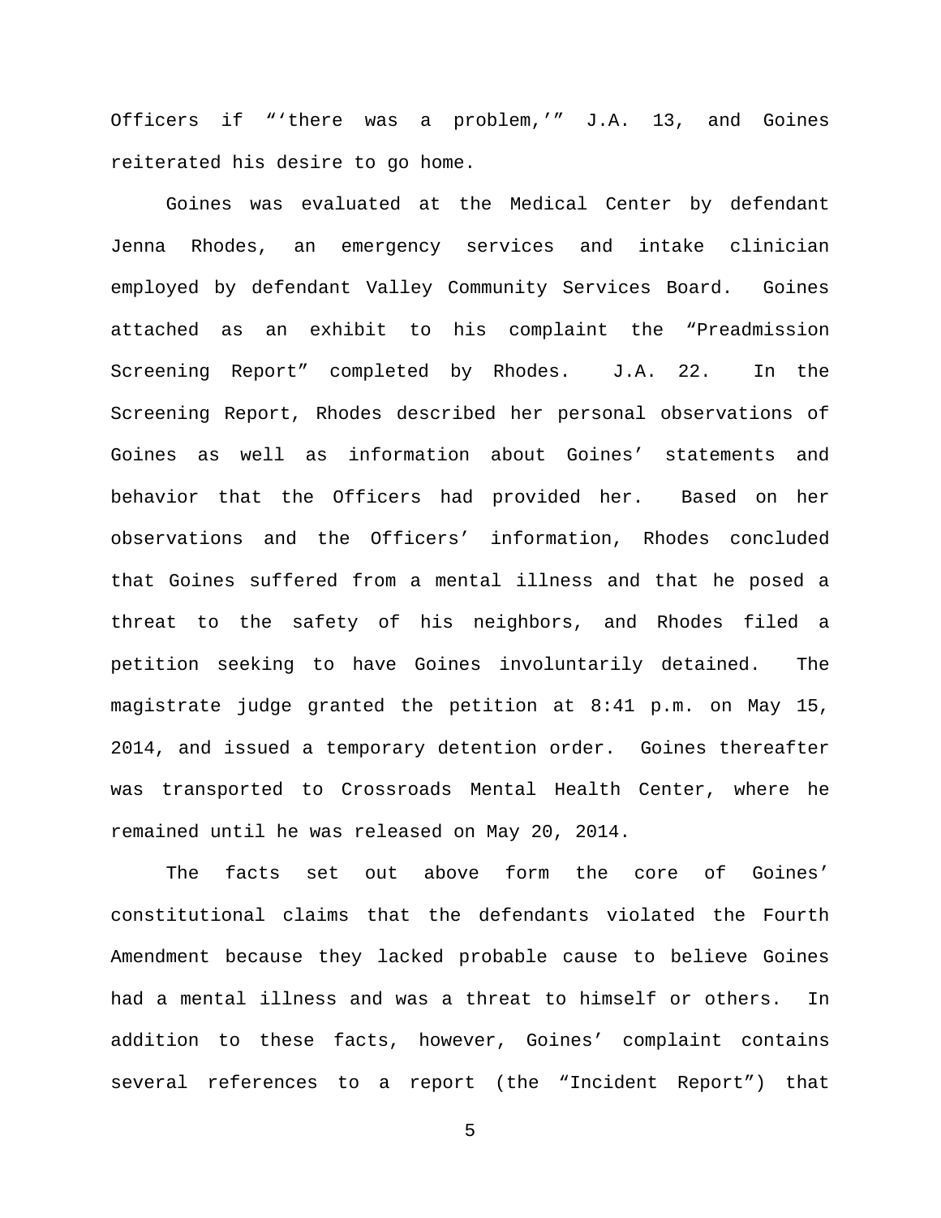Officers if "'there was a problem,'" J.A. 13, and Goines reiterated his desire to go home.

Goines was evaluated at the Medical Center by defendant Jenna Rhodes, an emergency services and intake clinician employed by defendant Valley Community Services Board. Goines attached as an exhibit to his complaint the "Preadmission Screening Report" completed by Rhodes. J.A. 22. In the Screening Report, Rhodes described her personal observations of Goines as well as information about Goines' statements and behavior that the Officers had provided her. Based on her observations and the Officers' information, Rhodes concluded that Goines suffered from a mental illness and that he posed a threat to the safety of his neighbors, and Rhodes filed a petition seeking to have Goines involuntarily detained. The magistrate judge granted the petition at 8:41 p.m. on May 15, 2014, and issued a temporary detention order. Goines thereafter was transported to Crossroads Mental Health Center, where he remained until he was released on May 20, 2014.

The facts set out above form the core of Goines' constitutional claims that the defendants violated the Fourth Amendment because they lacked probable cause to believe Goines had a mental illness and was a threat to himself or others. In addition to these facts, however, Goines' complaint contains several references to a report (the "Incident Report") that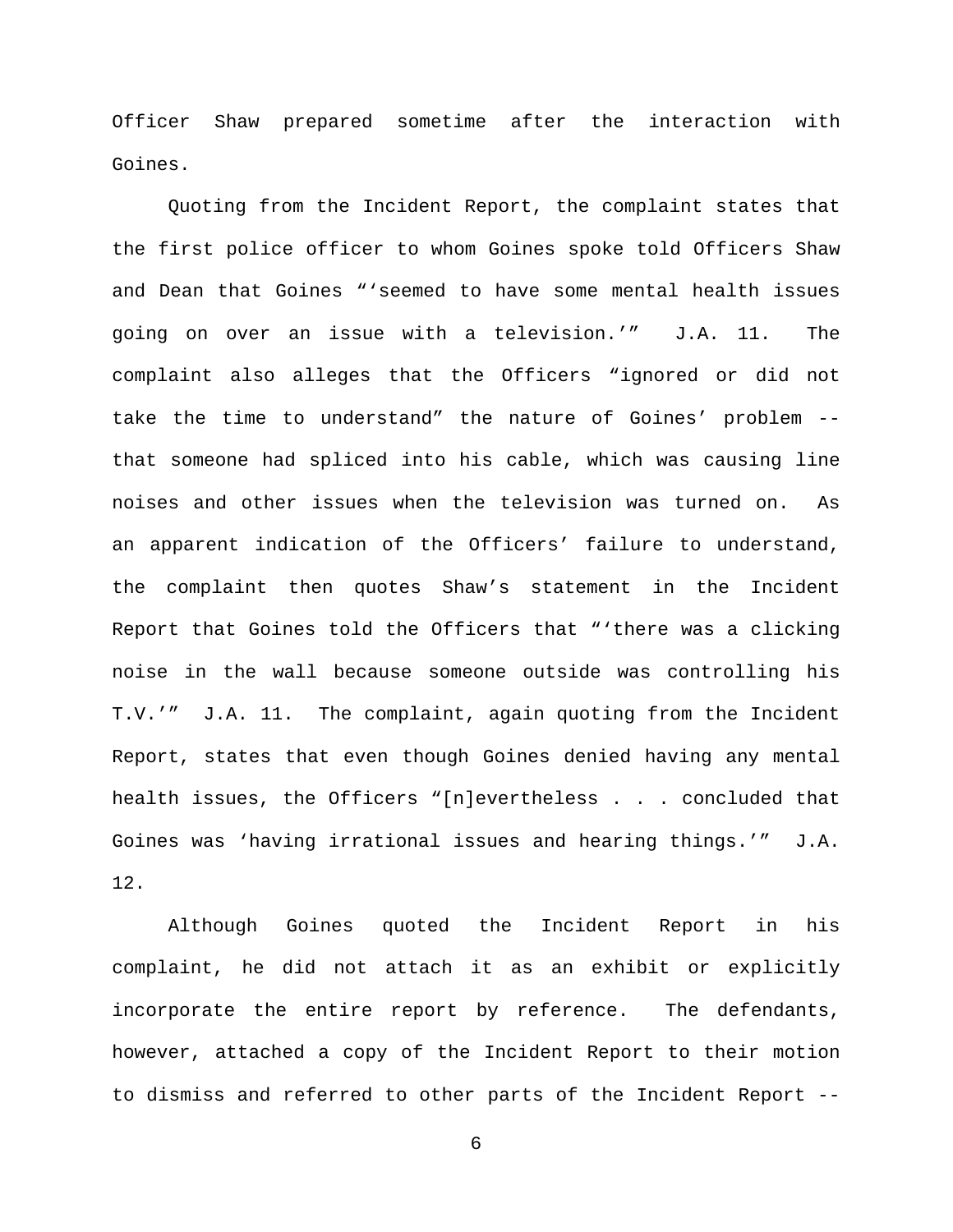Officer Shaw prepared sometime after the interaction with Goines.

Quoting from the Incident Report, the complaint states that the first police officer to whom Goines spoke told Officers Shaw and Dean that Goines "'seemed to have some mental health issues going on over an issue with a television.'" J.A. 11. The complaint also alleges that the Officers "ignored or did not take the time to understand" the nature of Goines' problem -- that someone had spliced into his cable, which was causing line noises and other issues when the television was turned on. As an apparent indication of the Officers' failure to understand, the complaint then quotes Shaw's statement in the Incident Report that Goines told the Officers that "'there was a clicking noise in the wall because someone outside was controlling his T.V.'" J.A. 11. The complaint, again quoting from the Incident Report, states that even though Goines denied having any mental health issues, the Officers "[n]evertheless . . . concluded that Goines was 'having irrational issues and hearing things.'" J.A. 12.

Although Goines quoted the Incident Report in his complaint, he did not attach it as an exhibit or explicitly incorporate the entire report by reference. The defendants, however, attached a copy of the Incident Report to their motion to dismiss and referred to other parts of the Incident Report --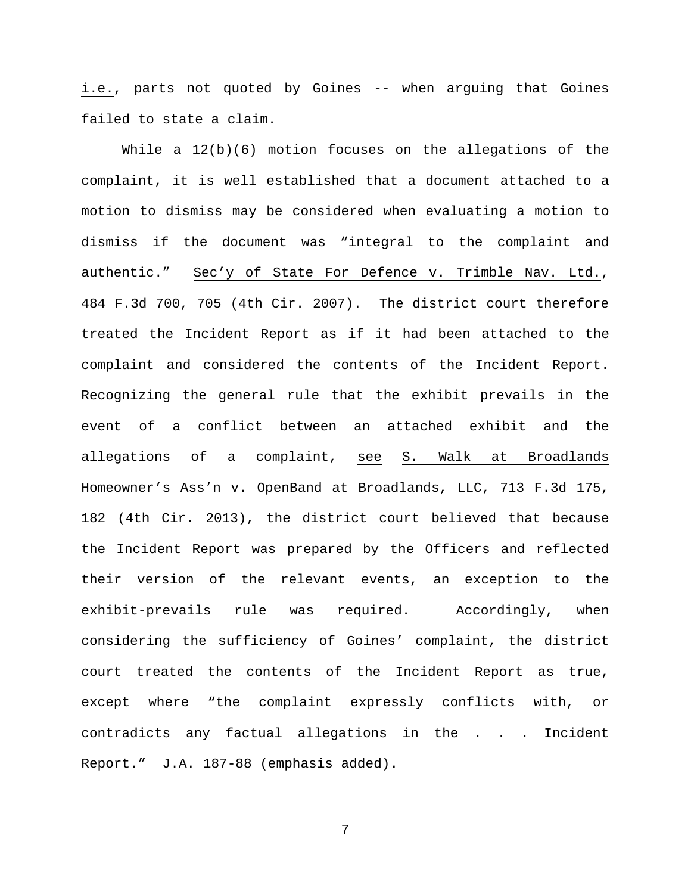*i.e.*, parts not quoted by Goines -- when arguing that Goines failed to state a claim.

While a 12(b)(6) motion focuses on the allegations of the complaint, it is well established that a document attached to a motion to dismiss may be considered when evaluating a motion to dismiss if the document was "integral to the complaint and authentic." *Sec'y of State For Defence v. Trimble Nav. Ltd.*, 484 F.3d 700, 705 (4th Cir. 2007). The district court therefore treated the Incident Report as if it had been attached to the complaint and considered the contents of the Incident Report. Recognizing the general rule that the exhibit prevails in the event of a conflict between an attached exhibit and the allegations of a complaint, *see* *S. Walk at Broadlands Homeowner's Ass'n v. OpenBand at Broadlands, LLC*, 713 F.3d 175, 182 (4th Cir. 2013), the district court believed that because the Incident Report was prepared by the Officers and reflected their version of the relevant events, an exception to the exhibit-prevails rule was required. Accordingly, when considering the sufficiency of Goines' complaint, the district court treated the contents of the Incident Report as true, except where "the complaint *expressly* conflicts with, or contradicts any factual allegations in the . . . Incident Report." J.A. 187-88 (emphasis added).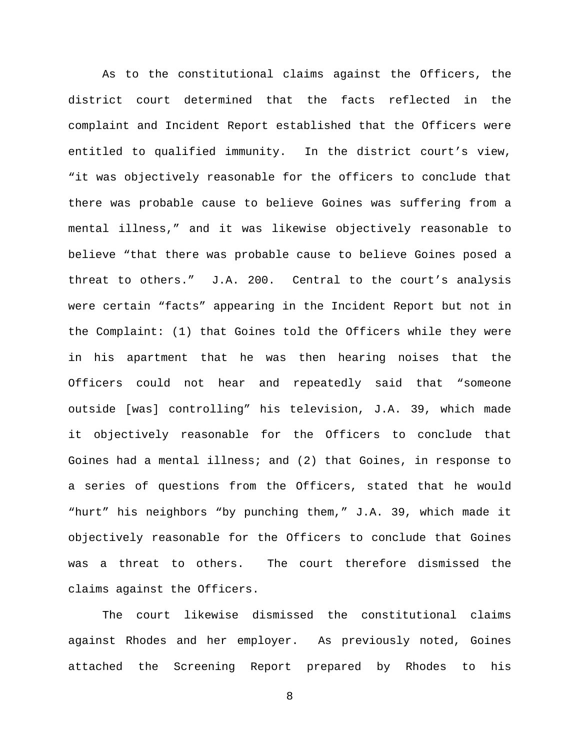As to the constitutional claims against the Officers, the district court determined that the facts reflected in the complaint and Incident Report established that the Officers were entitled to qualified immunity. In the district court's view, "it was objectively reasonable for the officers to conclude that there was probable cause to believe Goines was suffering from a mental illness," and it was likewise objectively reasonable to believe "that there was probable cause to believe Goines posed a threat to others." J.A. 200. Central to the court's analysis were certain "facts" appearing in the Incident Report but not in the Complaint: (1) that Goines told the Officers while they were in his apartment that he was then hearing noises that the Officers could not hear and repeatedly said that "someone outside [was] controlling" his television, J.A. 39, which made it objectively reasonable for the Officers to conclude that Goines had a mental illness; and (2) that Goines, in response to a series of questions from the Officers, stated that he would "hurt" his neighbors "by punching them," J.A. 39, which made it objectively reasonable for the Officers to conclude that Goines was a threat to others. The court therefore dismissed the claims against the Officers.

The court likewise dismissed the constitutional claims against Rhodes and her employer. As previously noted, Goines attached the Screening Report prepared by Rhodes to his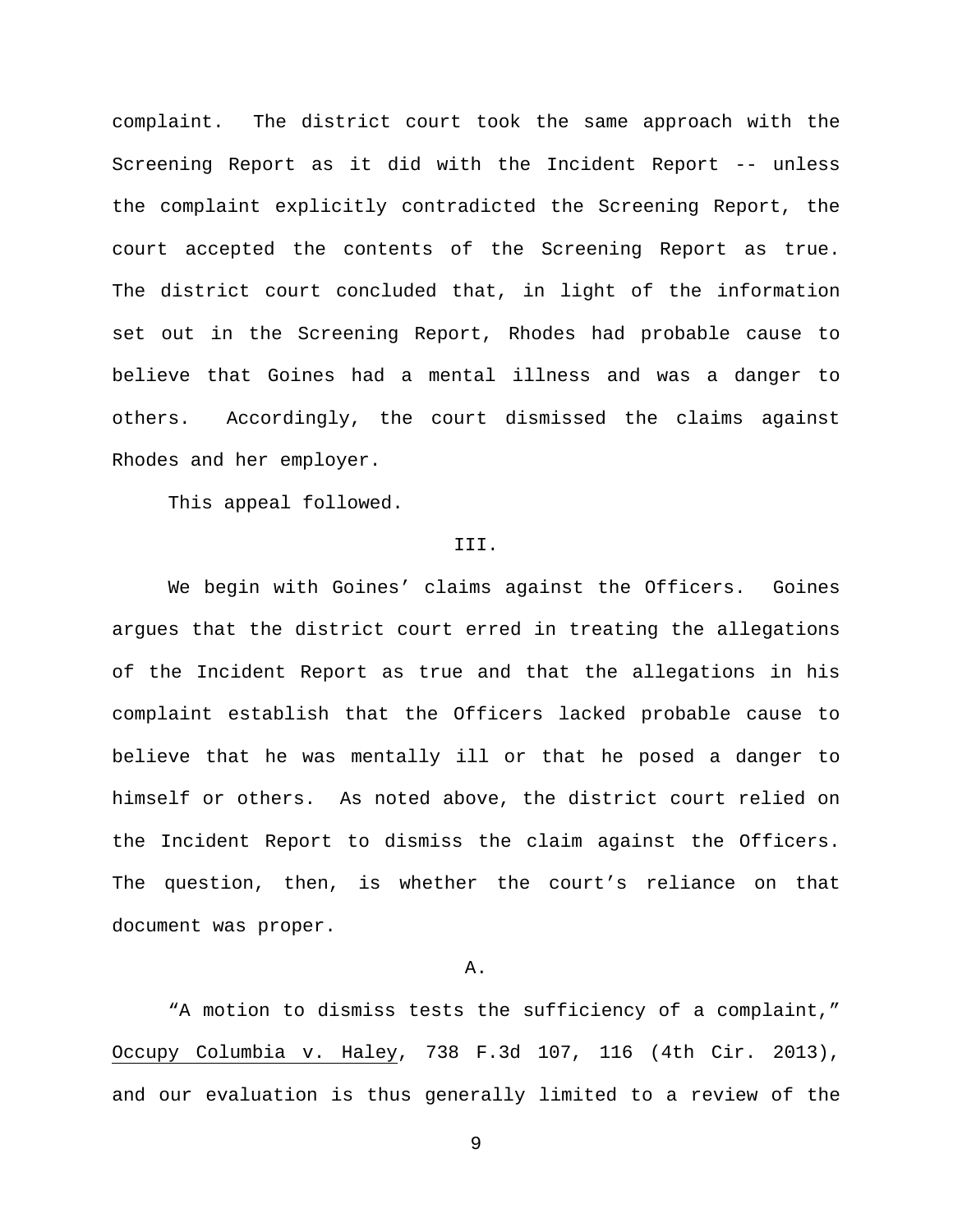complaint. The district court took the same approach with the Screening Report as it did with the Incident Report -- unless the complaint explicitly contradicted the Screening Report, the court accepted the contents of the Screening Report as true. The district court concluded that, in light of the information set out in the Screening Report, Rhodes had probable cause to believe that Goines had a mental illness and was a danger to others. Accordingly, the court dismissed the claims against Rhodes and her employer.

This appeal followed.

## III.

We begin with Goines' claims against the Officers. Goines argues that the district court erred in treating the allegations of the Incident Report as true and that the allegations in his complaint establish that the Officers lacked probable cause to believe that he was mentally ill or that he posed a danger to himself or others. As noted above, the district court relied on the Incident Report to dismiss the claim against the Officers. The question, then, is whether the court's reliance on that document was proper.

### A.

"A motion to dismiss tests the sufficiency of a complaint," Occupy Columbia v. Haley, 738 F.3d 107, 116 (4th Cir. 2013), and our evaluation is thus generally limited to a review of the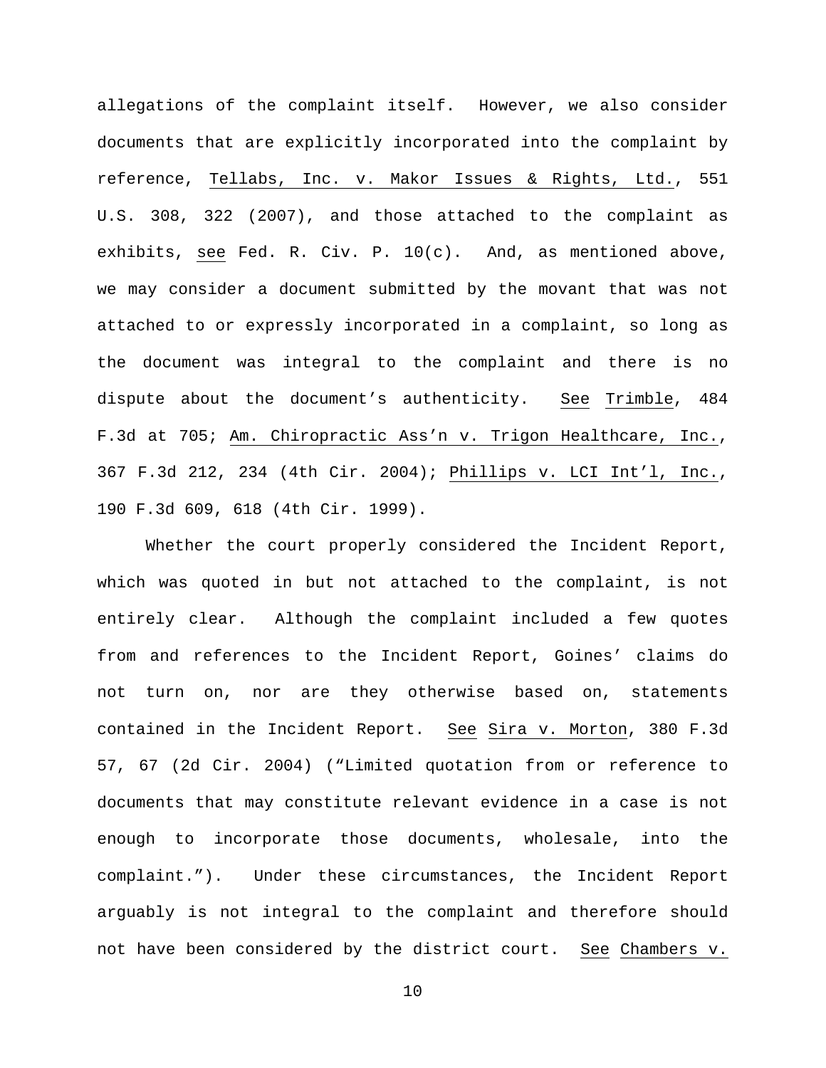allegations of the complaint itself. However, we also consider documents that are explicitly incorporated into the complaint by reference, Tellabs, Inc. v. Makor Issues & Rights, Ltd., 551 U.S. 308, 322 (2007), and those attached to the complaint as exhibits, see Fed. R. Civ. P. 10(c). And, as mentioned above, we may consider a document submitted by the movant that was not attached to or expressly incorporated in a complaint, so long as the document was integral to the complaint and there is no dispute about the document's authenticity. See Trimble, 484 F.3d at 705; Am. Chiropractic Ass'n v. Trigon Healthcare, Inc., 367 F.3d 212, 234 (4th Cir. 2004); Phillips v. LCI Int'l, Inc., 190 F.3d 609, 618 (4th Cir. 1999).

Whether the court properly considered the Incident Report, which was quoted in but not attached to the complaint, is not entirely clear. Although the complaint included a few quotes from and references to the Incident Report, Goines' claims do not turn on, nor are they otherwise based on, statements contained in the Incident Report. See Sira v. Morton, 380 F.3d 57, 67 (2d Cir. 2004) ("Limited quotation from or reference to documents that may constitute relevant evidence in a case is not enough to incorporate those documents, wholesale, into the complaint."). Under these circumstances, the Incident Report arguably is not integral to the complaint and therefore should not have been considered by the district court. See Chambers v.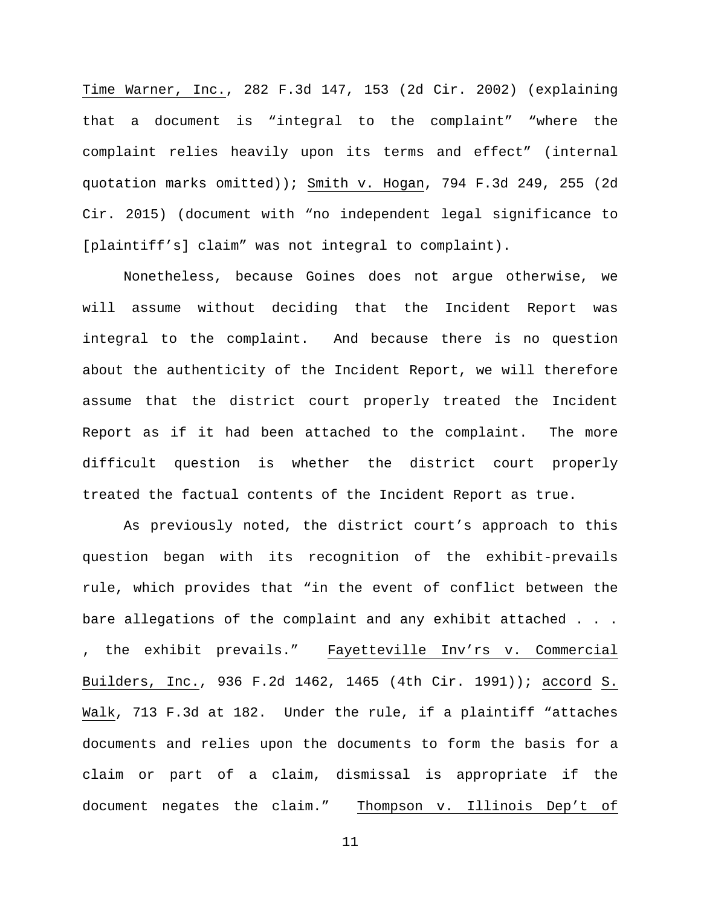Time Warner, Inc., 282 F.3d 147, 153 (2d Cir. 2002) (explaining that a document is "integral to the complaint" "where the complaint relies heavily upon its terms and effect" (internal quotation marks omitted)); Smith v. Hogan, 794 F.3d 249, 255 (2d Cir. 2015) (document with "no independent legal significance to [plaintiff's] claim" was not integral to complaint).

Nonetheless, because Goines does not argue otherwise, we will assume without deciding that the Incident Report was integral to the complaint. And because there is no question about the authenticity of the Incident Report, we will therefore assume that the district court properly treated the Incident Report as if it had been attached to the complaint. The more difficult question is whether the district court properly treated the factual contents of the Incident Report as true.

As previously noted, the district court's approach to this question began with its recognition of the exhibit-prevails rule, which provides that "in the event of conflict between the bare allegations of the complaint and any exhibit attached . . . , the exhibit prevails." Fayetteville Inv'rs v. Commercial Builders, Inc., 936 F.2d 1462, 1465 (4th Cir. 1991)); accord S. Walk, 713 F.3d at 182. Under the rule, if a plaintiff "attaches documents and relies upon the documents to form the basis for a claim or part of a claim, dismissal is appropriate if the document negates the claim." Thompson v. Illinois Dep't of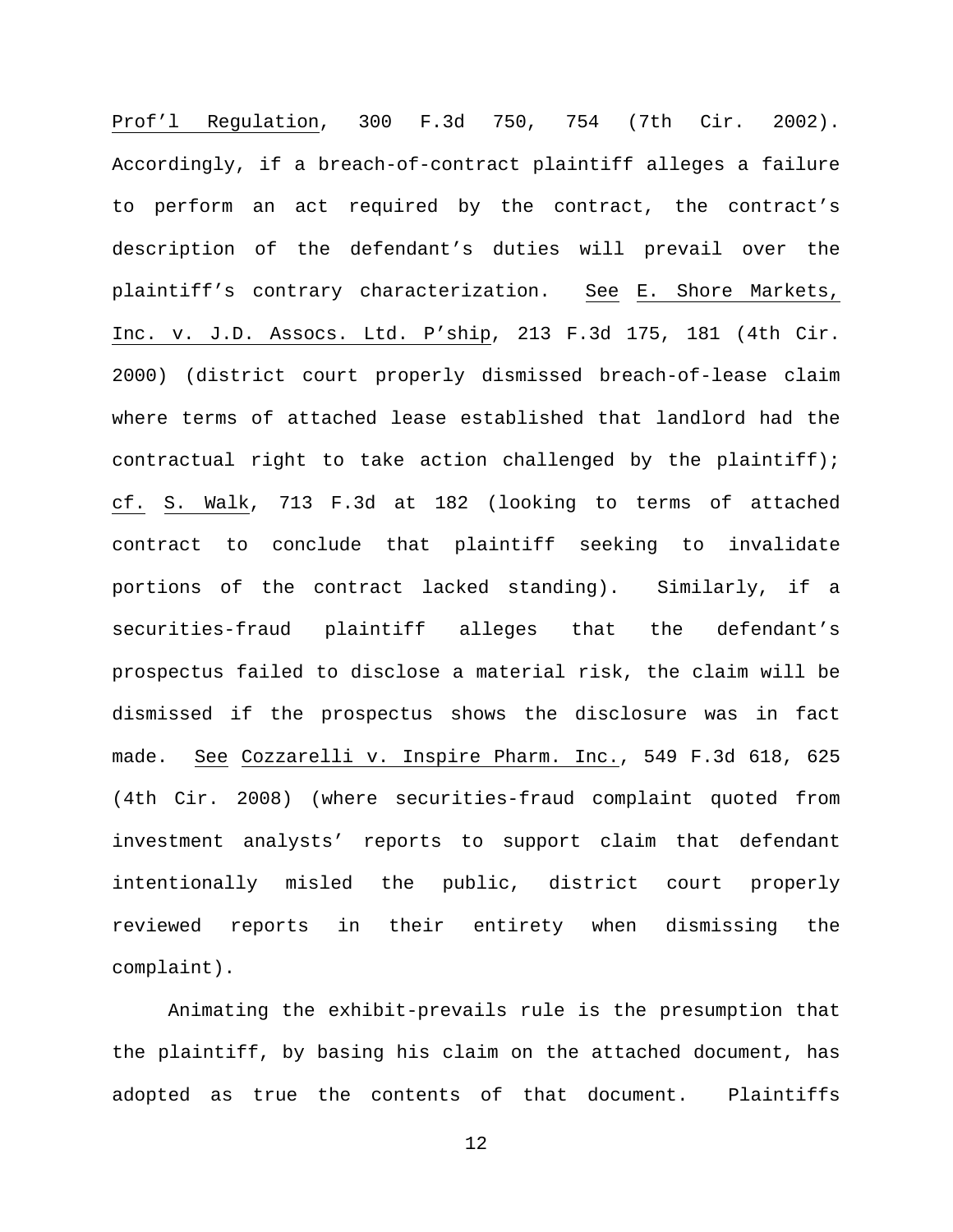Prof'l Regulation, 300 F.3d 750, 754 (7th Cir. 2002). Accordingly, if a breach-of-contract plaintiff alleges a failure to perform an act required by the contract, the contract's description of the defendant's duties will prevail over the plaintiff's contrary characterization. See E. Shore Markets, Inc. v. J.D. Assocs. Ltd. P'ship, 213 F.3d 175, 181 (4th Cir. 2000) (district court properly dismissed breach-of-lease claim where terms of attached lease established that landlord had the contractual right to take action challenged by the plaintiff); cf. S. Walk, 713 F.3d at 182 (looking to terms of attached contract to conclude that plaintiff seeking to invalidate portions of the contract lacked standing). Similarly, if a securities-fraud plaintiff alleges that the defendant's prospectus failed to disclose a material risk, the claim will be dismissed if the prospectus shows the disclosure was in fact made. See Cozzarelli v. Inspire Pharm. Inc., 549 F.3d 618, 625 (4th Cir. 2008) (where securities-fraud complaint quoted from investment analysts' reports to support claim that defendant intentionally misled the public, district court properly reviewed reports in their entirety when dismissing the complaint).

Animating the exhibit-prevails rule is the presumption that the plaintiff, by basing his claim on the attached document, has adopted as true the contents of that document. Plaintiffs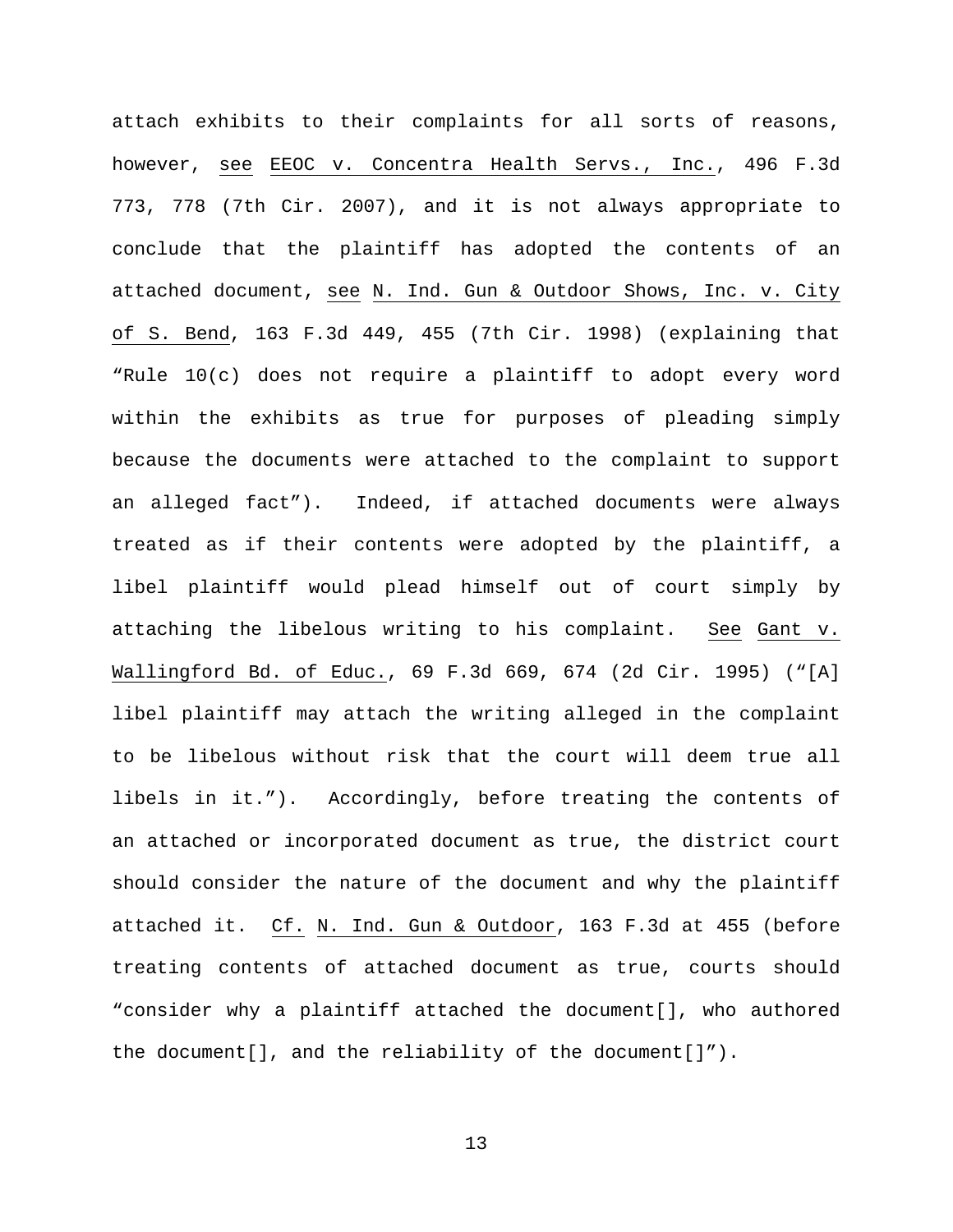attach exhibits to their complaints for all sorts of reasons, however, see EEOC v. Concentra Health Servs., Inc., 496 F.3d 773, 778 (7th Cir. 2007), and it is not always appropriate to conclude that the plaintiff has adopted the contents of an attached document, see N. Ind. Gun & Outdoor Shows, Inc. v. City of S. Bend, 163 F.3d 449, 455 (7th Cir. 1998) (explaining that "Rule 10(c) does not require a plaintiff to adopt every word within the exhibits as true for purposes of pleading simply because the documents were attached to the complaint to support an alleged fact"). Indeed, if attached documents were always treated as if their contents were adopted by the plaintiff, a libel plaintiff would plead himself out of court simply by attaching the libelous writing to his complaint. See Gant v. Wallingford Bd. of Educ., 69 F.3d 669, 674 (2d Cir. 1995) ("[A] libel plaintiff may attach the writing alleged in the complaint to be libelous without risk that the court will deem true all libels in it."). Accordingly, before treating the contents of an attached or incorporated document as true, the district court should consider the nature of the document and why the plaintiff attached it. Cf. N. Ind. Gun & Outdoor, 163 F.3d at 455 (before treating contents of attached document as true, courts should "consider why a plaintiff attached the document[], who authored the document[], and the reliability of the document[]").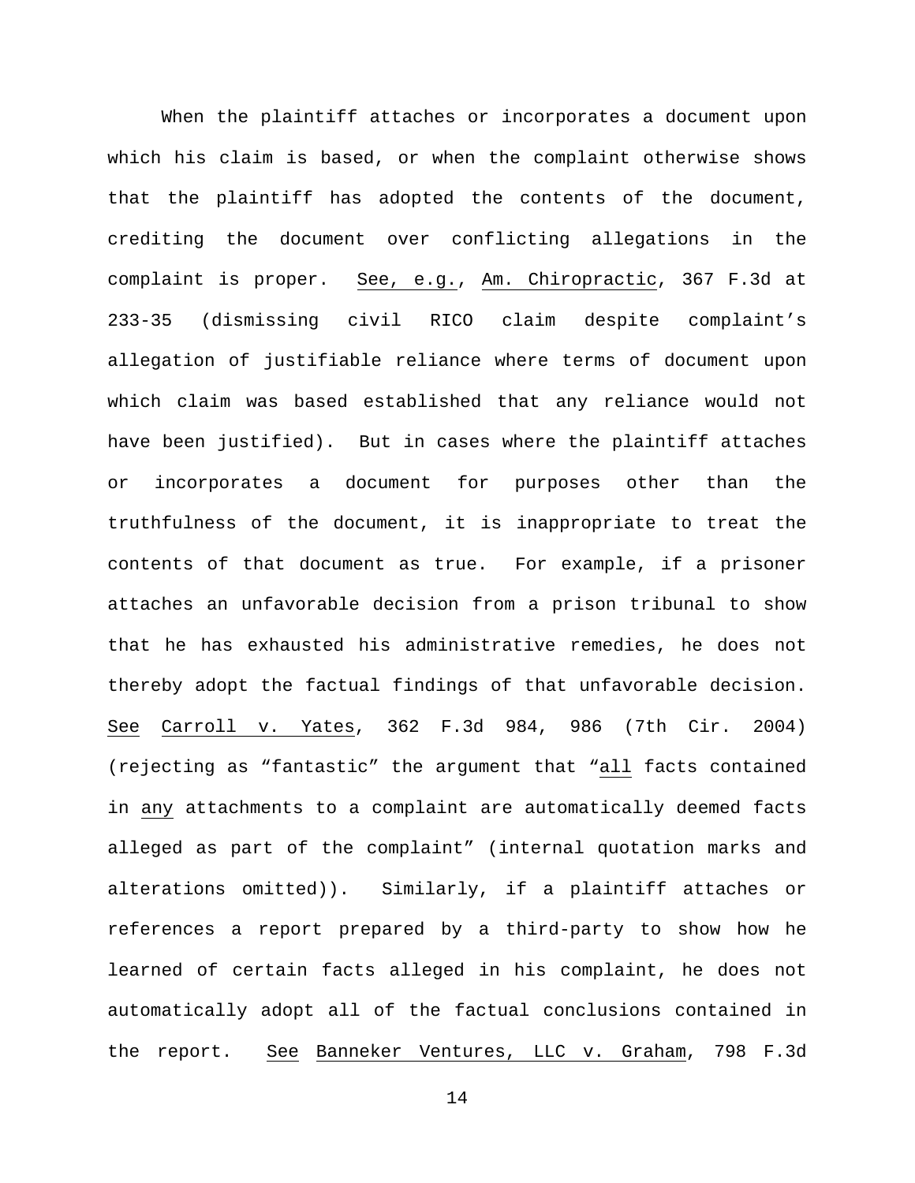When the plaintiff attaches or incorporates a document upon which his claim is based, or when the complaint otherwise shows that the plaintiff has adopted the contents of the document, crediting the document over conflicting allegations in the complaint is proper. See, e.g., Am. Chiropractic, 367 F.3d at 233-35 (dismissing civil RICO claim despite complaint's allegation of justifiable reliance where terms of document upon which claim was based established that any reliance would not have been justified). But in cases where the plaintiff attaches or incorporates a document for purposes other than the truthfulness of the document, it is inappropriate to treat the contents of that document as true. For example, if a prisoner attaches an unfavorable decision from a prison tribunal to show that he has exhausted his administrative remedies, he does not thereby adopt the factual findings of that unfavorable decision. See Carroll v. Yates, 362 F.3d 984, 986 (7th Cir. 2004) (rejecting as "fantastic" the argument that "all facts contained in any attachments to a complaint are automatically deemed facts alleged as part of the complaint" (internal quotation marks and alterations omitted)). Similarly, if a plaintiff attaches or references a report prepared by a third-party to show how he learned of certain facts alleged in his complaint, he does not automatically adopt all of the factual conclusions contained in the report. See Banneker Ventures, LLC v. Graham, 798 F.3d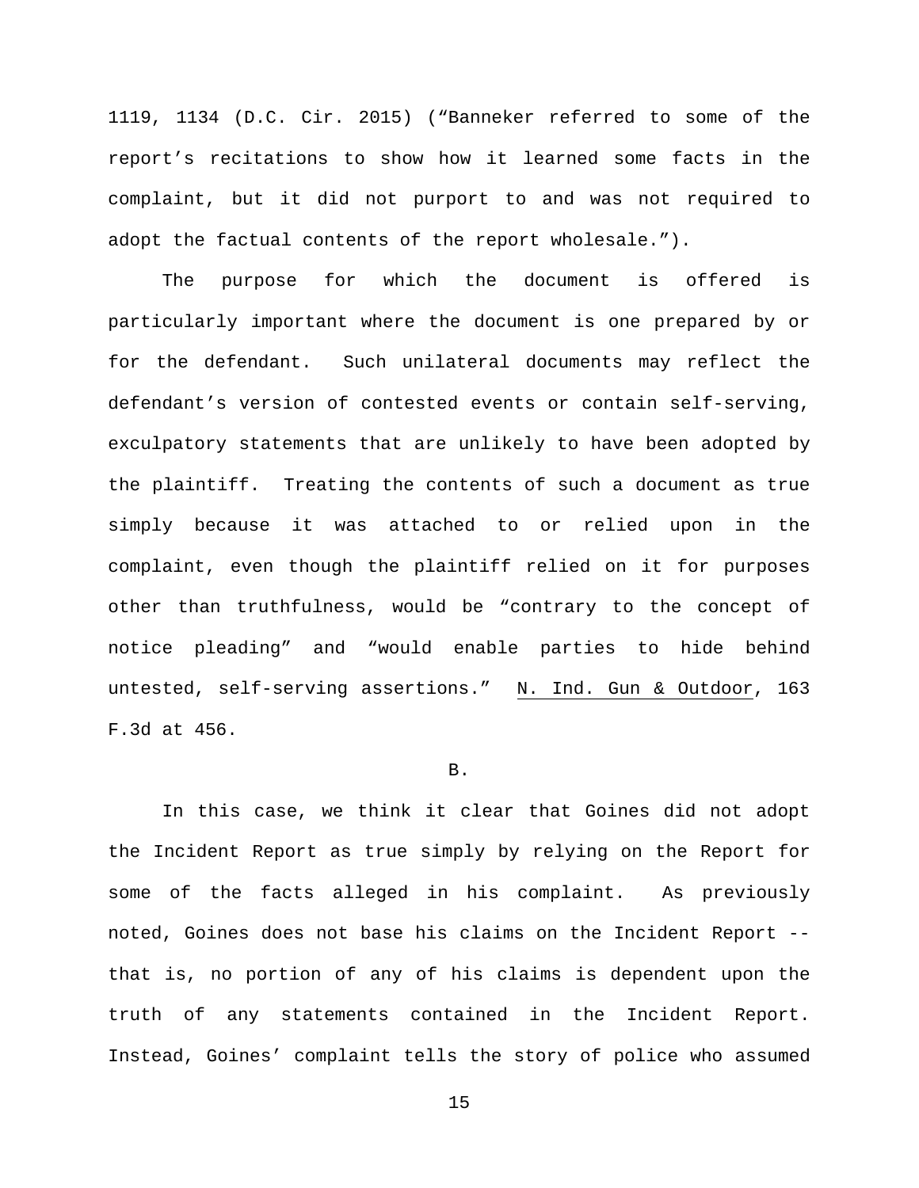1119, 1134 (D.C. Cir. 2015) ("Banneker referred to some of the report's recitations to show how it learned some facts in the complaint, but it did not purport to and was not required to adopt the factual contents of the report wholesale.").

The purpose for which the document is offered is particularly important where the document is one prepared by or for the defendant. Such unilateral documents may reflect the defendant's version of contested events or contain self-serving, exculpatory statements that are unlikely to have been adopted by the plaintiff. Treating the contents of such a document as true simply because it was attached to or relied upon in the complaint, even though the plaintiff relied on it for purposes other than truthfulness, would be "contrary to the concept of notice pleading" and "would enable parties to hide behind untested, self-serving assertions." N. Ind. Gun & Outdoor, 163 F.3d at 456.

B.

In this case, we think it clear that Goines did not adopt the Incident Report as true simply by relying on the Report for some of the facts alleged in his complaint. As previously noted, Goines does not base his claims on the Incident Report -- that is, no portion of any of his claims is dependent upon the truth of any statements contained in the Incident Report. Instead, Goines' complaint tells the story of police who assumed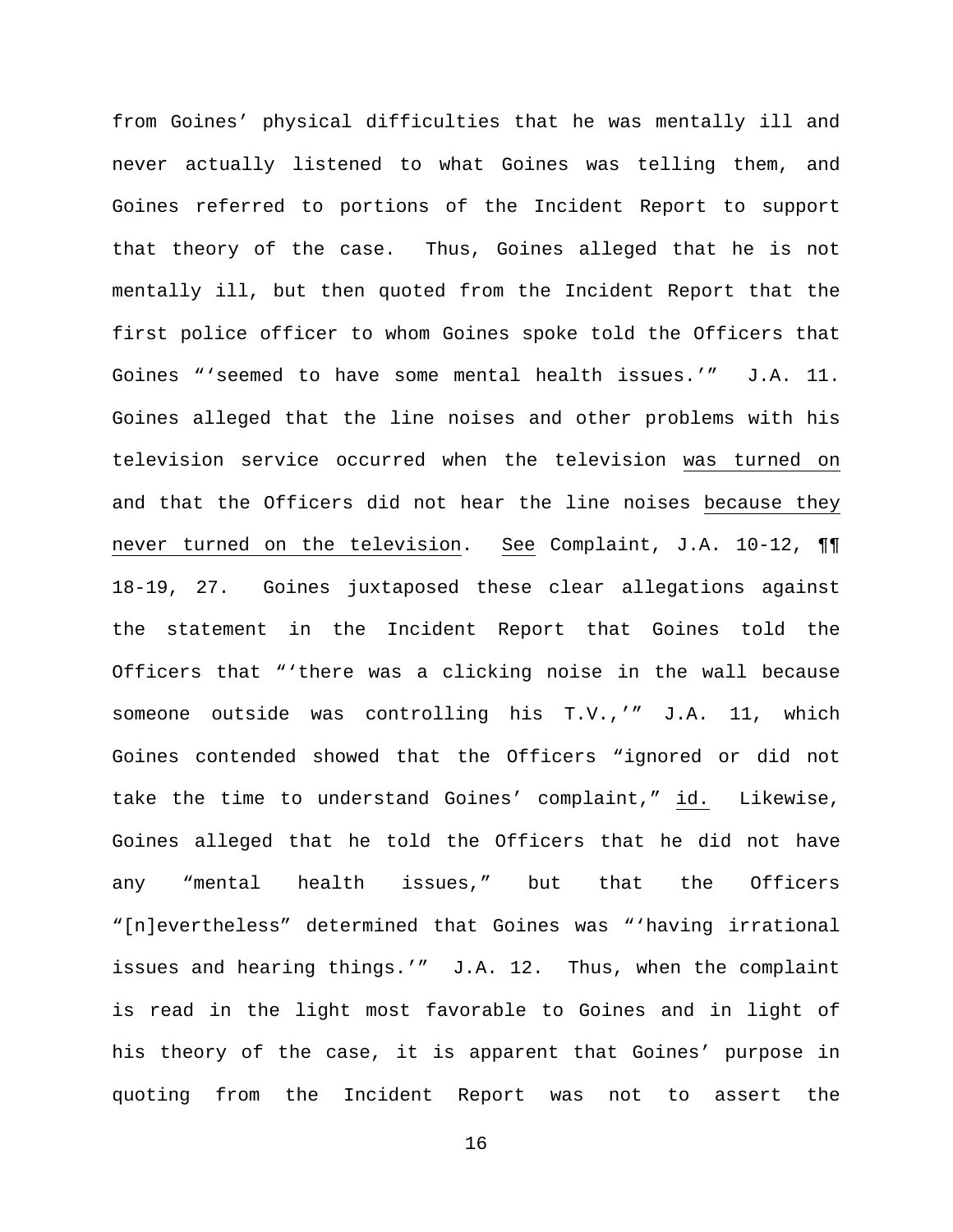from Goines' physical difficulties that he was mentally ill and never actually listened to what Goines was telling them, and Goines referred to portions of the Incident Report to support that theory of the case. Thus, Goines alleged that he is not mentally ill, but then quoted from the Incident Report that the first police officer to whom Goines spoke told the Officers that Goines "'seemed to have some mental health issues.'" J.A. 11. Goines alleged that the line noises and other problems with his television service occurred when the television <u>was turned on</u> and that the Officers did not hear the line noises <u>because they never turned on the television</u>. <u>See</u> Complaint, J.A. 10-12, ¶¶ 18-19, 27. Goines juxtaposed these clear allegations against the statement in the Incident Report that Goines told the Officers that "'there was a clicking noise in the wall because someone outside was controlling his T.V.,'" J.A. 11, which Goines contended showed that the Officers "ignored or did not take the time to understand Goines' complaint," <u>id.</u> Likewise, Goines alleged that he told the Officers that he did not have any "mental health issues," but that the Officers "[n]evertheless" determined that Goines was "'having irrational issues and hearing things.'" J.A. 12. Thus, when the complaint is read in the light most favorable to Goines and in light of his theory of the case, it is apparent that Goines' purpose in quoting from the Incident Report was not to assert the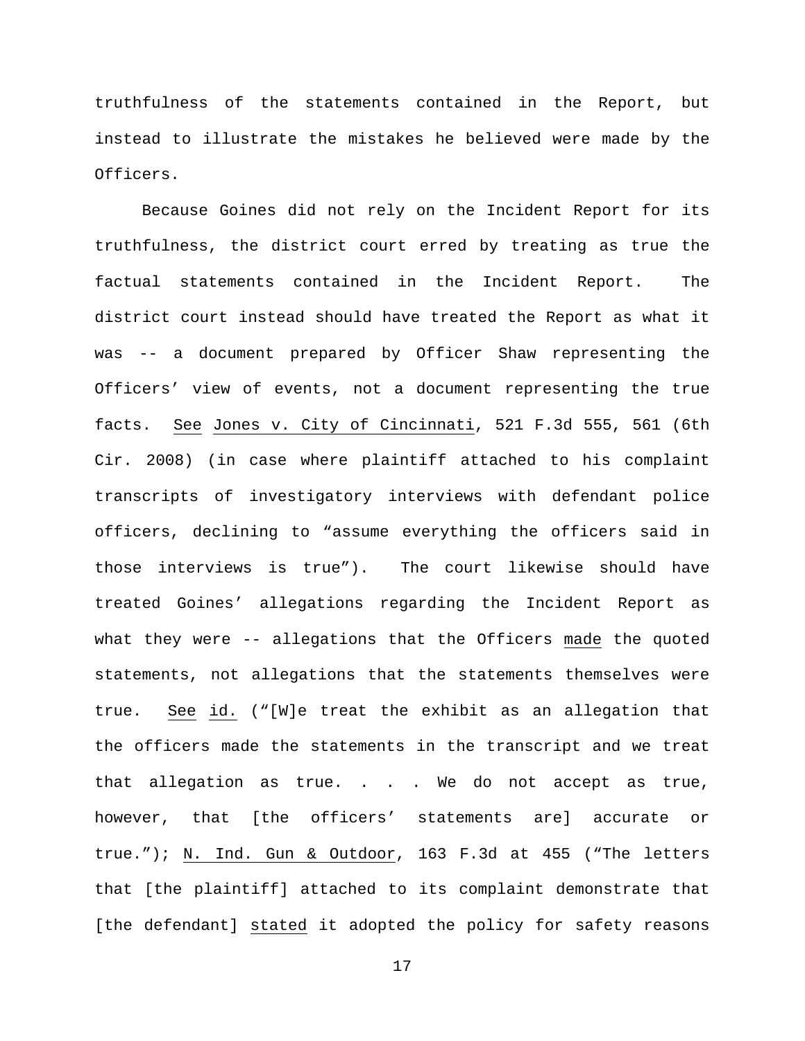truthfulness of the statements contained in the Report, but instead to illustrate the mistakes he believed were made by the Officers.

Because Goines did not rely on the Incident Report for its truthfulness, the district court erred by treating as true the factual statements contained in the Incident Report. The district court instead should have treated the Report as what it was -- a document prepared by Officer Shaw representing the Officers' view of events, not a document representing the true facts. See Jones v. City of Cincinnati, 521 F.3d 555, 561 (6th Cir. 2008) (in case where plaintiff attached to his complaint transcripts of investigatory interviews with defendant police officers, declining to "assume everything the officers said in those interviews is true"). The court likewise should have treated Goines' allegations regarding the Incident Report as what they were -- allegations that the Officers made the quoted statements, not allegations that the statements themselves were true. See id. ("[W]e treat the exhibit as an allegation that the officers made the statements in the transcript and we treat that allegation as true. . . . We do not accept as true, however, that [the officers' statements are] accurate or true."); N. Ind. Gun & Outdoor, 163 F.3d at 455 ("The letters that [the plaintiff] attached to its complaint demonstrate that [the defendant] stated it adopted the policy for safety reasons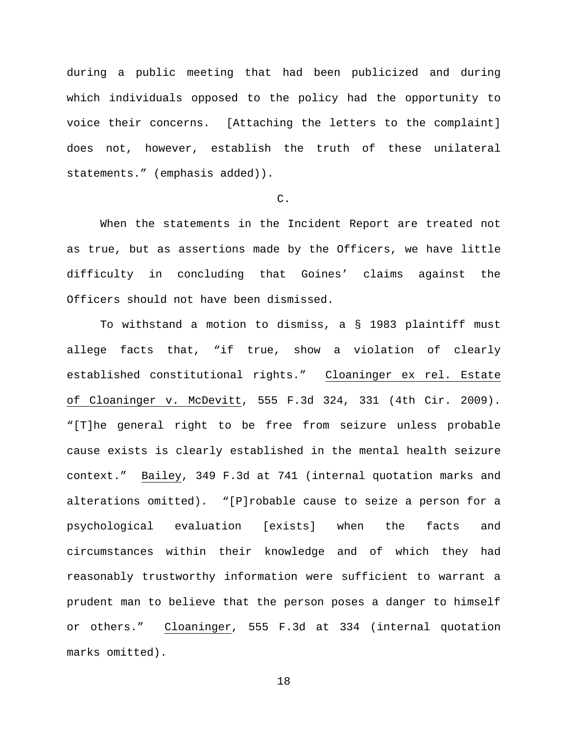during a public meeting that had been publicized and during which individuals opposed to the policy had the opportunity to voice their concerns. [Attaching the letters to the complaint] does not, however, establish the truth of these unilateral statements." (emphasis added)).

C.

When the statements in the Incident Report are treated not as true, but as assertions made by the Officers, we have little difficulty in concluding that Goines' claims against the Officers should not have been dismissed.

To withstand a motion to dismiss, a § 1983 plaintiff must allege facts that, "if true, show a violation of clearly established constitutional rights." Cloaninger ex rel. Estate of Cloaninger v. McDevitt, 555 F.3d 324, 331 (4th Cir. 2009). "[T]he general right to be free from seizure unless probable cause exists is clearly established in the mental health seizure context." Bailey, 349 F.3d at 741 (internal quotation marks and alterations omitted). "[P]robable cause to seize a person for a psychological evaluation [exists] when the facts and circumstances within their knowledge and of which they had reasonably trustworthy information were sufficient to warrant a prudent man to believe that the person poses a danger to himself or others." Cloaninger, 555 F.3d at 334 (internal quotation marks omitted).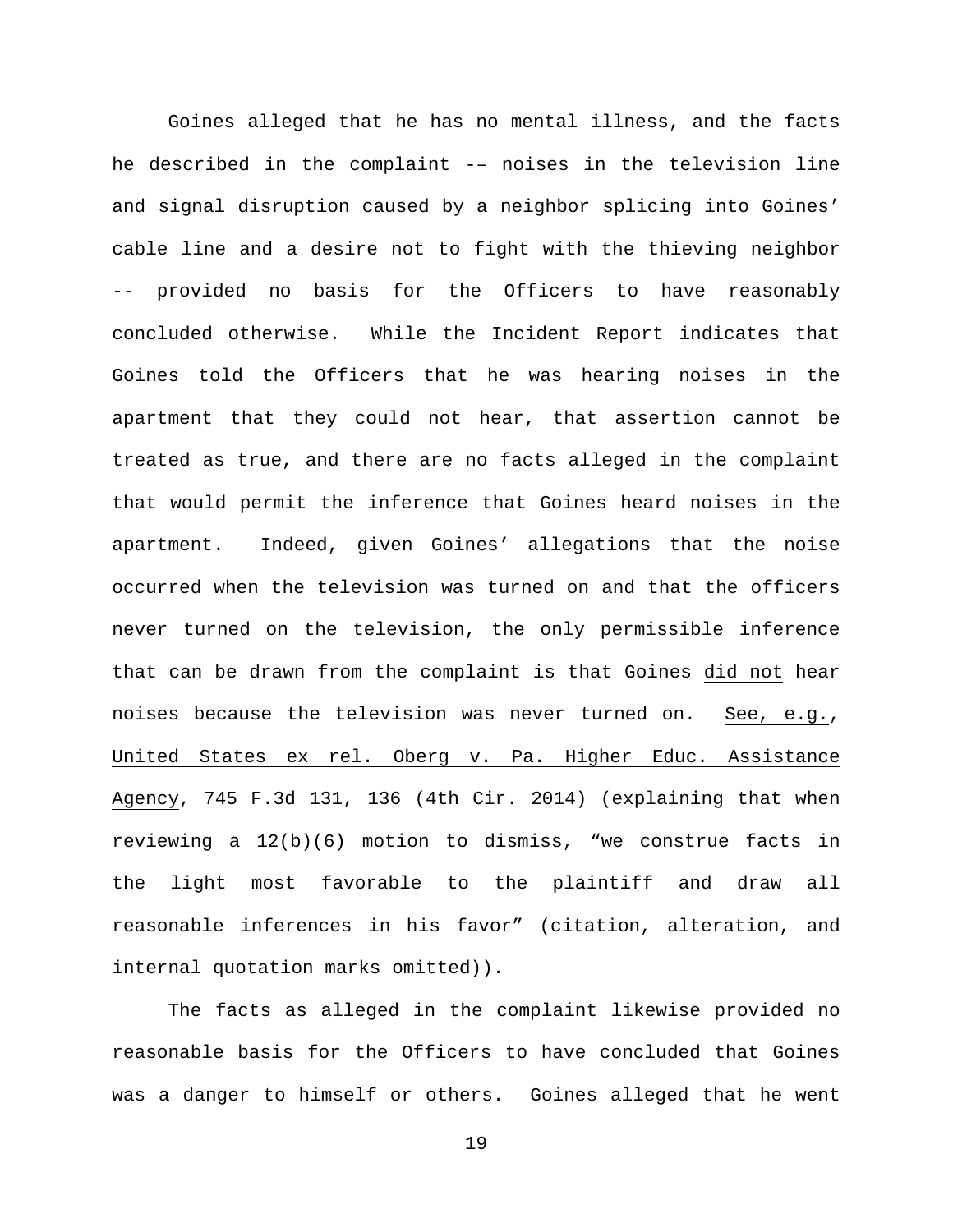Goines alleged that he has no mental illness, and the facts he described in the complaint -– noises in the television line and signal disruption caused by a neighbor splicing into Goines' cable line and a desire not to fight with the thieving neighbor -- provided no basis for the Officers to have reasonably concluded otherwise. While the Incident Report indicates that Goines told the Officers that he was hearing noises in the apartment that they could not hear, that assertion cannot be treated as true, and there are no facts alleged in the complaint that would permit the inference that Goines heard noises in the apartment. Indeed, given Goines' allegations that the noise occurred when the television was turned on and that the officers never turned on the television, the only permissible inference that can be drawn from the complaint is that Goines did not hear noises because the television was never turned on. See, e.g., United States ex rel. Oberg v. Pa. Higher Educ. Assistance Agency, 745 F.3d 131, 136 (4th Cir. 2014) (explaining that when reviewing a 12(b)(6) motion to dismiss, "we construe facts in the light most favorable to the plaintiff and draw all reasonable inferences in his favor" (citation, alteration, and internal quotation marks omitted)).

The facts as alleged in the complaint likewise provided no reasonable basis for the Officers to have concluded that Goines was a danger to himself or others. Goines alleged that he went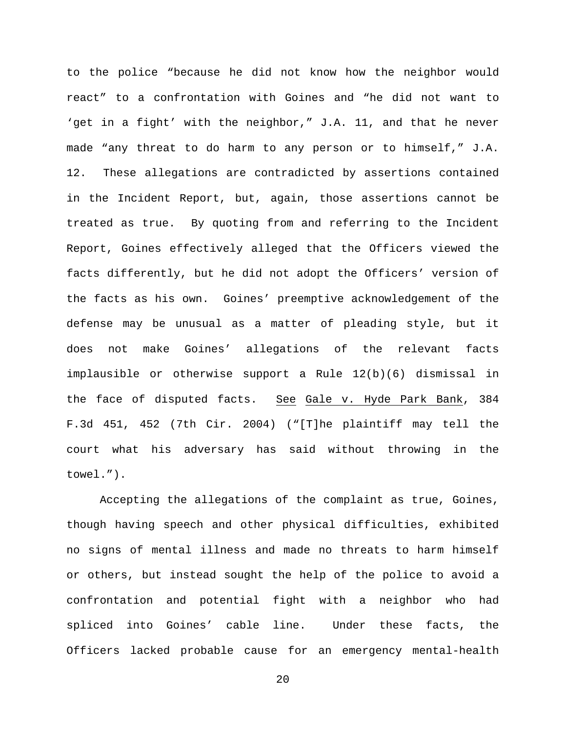to the police "because he did not know how the neighbor would react" to a confrontation with Goines and "he did not want to 'get in a fight' with the neighbor," J.A. 11, and that he never made "any threat to do harm to any person or to himself," J.A. 12. These allegations are contradicted by assertions contained in the Incident Report, but, again, those assertions cannot be treated as true. By quoting from and referring to the Incident Report, Goines effectively alleged that the Officers viewed the facts differently, but he did not adopt the Officers' version of the facts as his own. Goines' preemptive acknowledgement of the defense may be unusual as a matter of pleading style, but it does not make Goines' allegations of the relevant facts implausible or otherwise support a Rule 12(b)(6) dismissal in the face of disputed facts. See Gale v. Hyde Park Bank, 384 F.3d 451, 452 (7th Cir. 2004) ("[T]he plaintiff may tell the court what his adversary has said without throwing in the towel.").

Accepting the allegations of the complaint as true, Goines, though having speech and other physical difficulties, exhibited no signs of mental illness and made no threats to harm himself or others, but instead sought the help of the police to avoid a confrontation and potential fight with a neighbor who had spliced into Goines' cable line. Under these facts, the Officers lacked probable cause for an emergency mental-health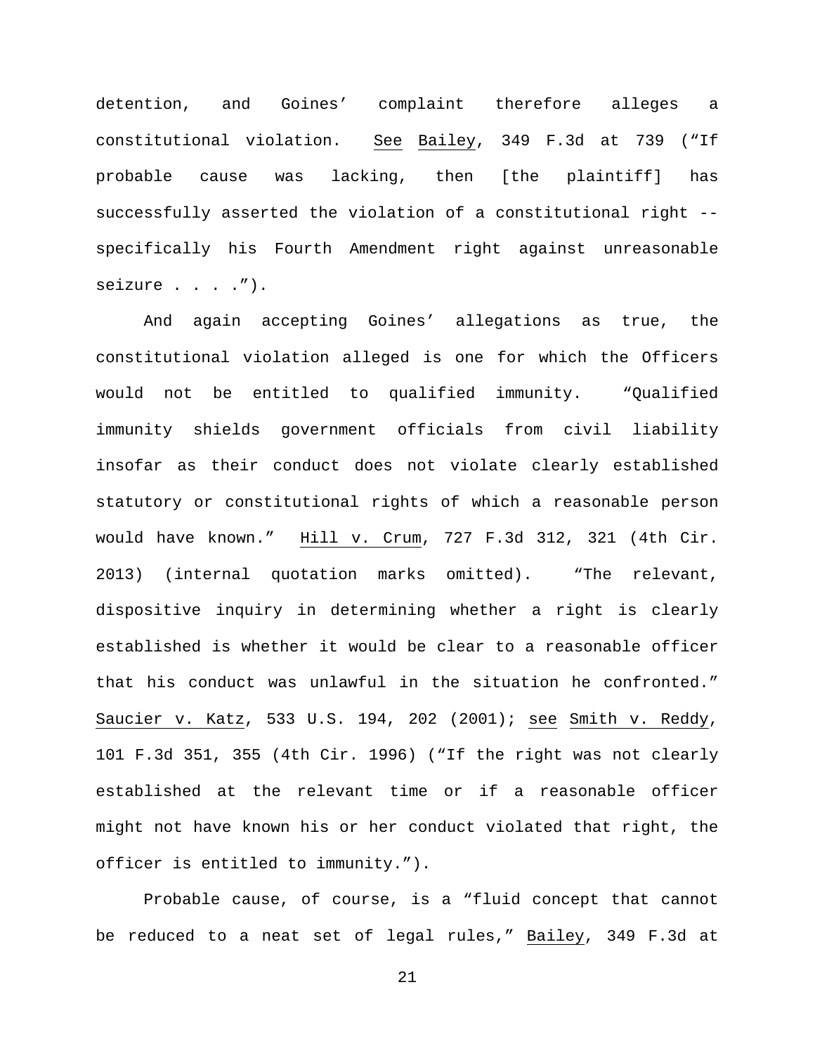detention, and Goines' complaint therefore alleges a constitutional violation. See Bailey, 349 F.3d at 739 ("If probable cause was lacking, then [the plaintiff] has successfully asserted the violation of a constitutional right -- specifically his Fourth Amendment right against unreasonable seizure . . . .").

And again accepting Goines' allegations as true, the constitutional violation alleged is one for which the Officers would not be entitled to qualified immunity. "Qualified immunity shields government officials from civil liability insofar as their conduct does not violate clearly established statutory or constitutional rights of which a reasonable person would have known." Hill v. Crum, 727 F.3d 312, 321 (4th Cir. 2013) (internal quotation marks omitted). "The relevant, dispositive inquiry in determining whether a right is clearly established is whether it would be clear to a reasonable officer that his conduct was unlawful in the situation he confronted." Saucier v. Katz, 533 U.S. 194, 202 (2001); see Smith v. Reddy, 101 F.3d 351, 355 (4th Cir. 1996) ("If the right was not clearly established at the relevant time or if a reasonable officer might not have known his or her conduct violated that right, the officer is entitled to immunity.").

Probable cause, of course, is a "fluid concept that cannot be reduced to a neat set of legal rules," Bailey, 349 F.3d at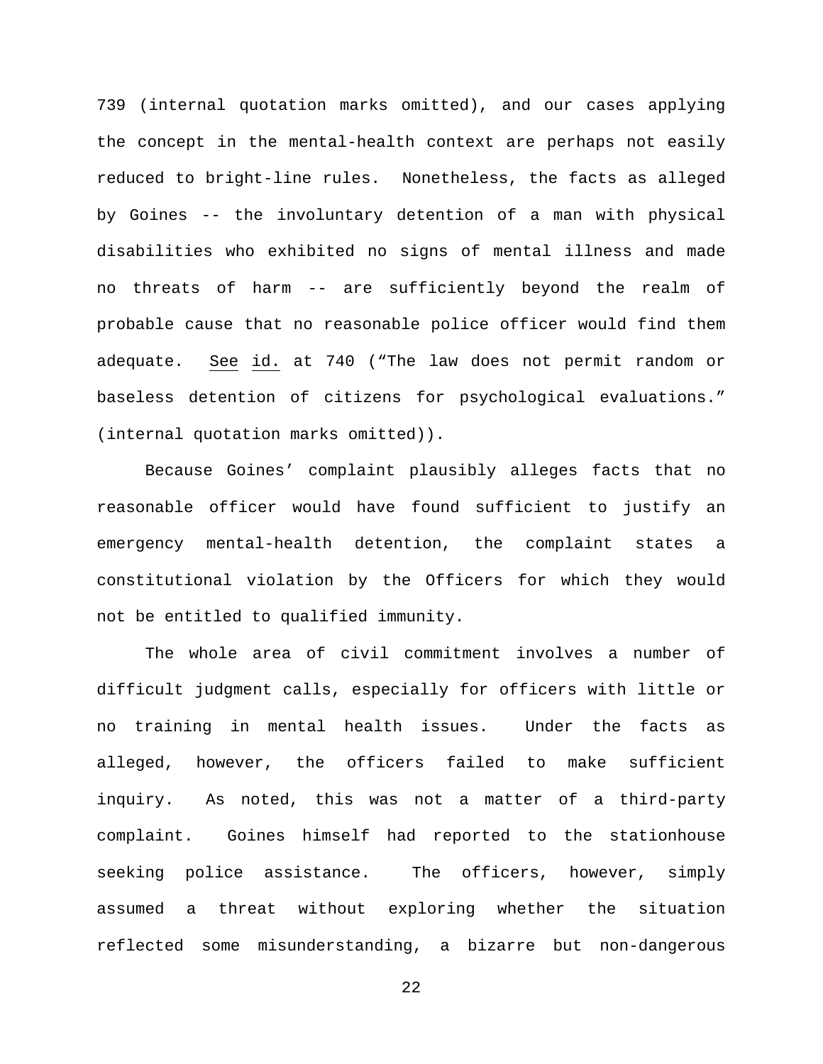739 (internal quotation marks omitted), and our cases applying the concept in the mental-health context are perhaps not easily reduced to bright-line rules. Nonetheless, the facts as alleged by Goines -- the involuntary detention of a man with physical disabilities who exhibited no signs of mental illness and made no threats of harm -- are sufficiently beyond the realm of probable cause that no reasonable police officer would find them adequate. See id. at 740 ("The law does not permit random or baseless detention of citizens for psychological evaluations." (internal quotation marks omitted)).

Because Goines' complaint plausibly alleges facts that no reasonable officer would have found sufficient to justify an emergency mental-health detention, the complaint states a constitutional violation by the Officers for which they would not be entitled to qualified immunity.

The whole area of civil commitment involves a number of difficult judgment calls, especially for officers with little or no training in mental health issues. Under the facts as alleged, however, the officers failed to make sufficient inquiry. As noted, this was not a matter of a third-party complaint. Goines himself had reported to the stationhouse seeking police assistance. The officers, however, simply assumed a threat without exploring whether the situation reflected some misunderstanding, a bizarre but non-dangerous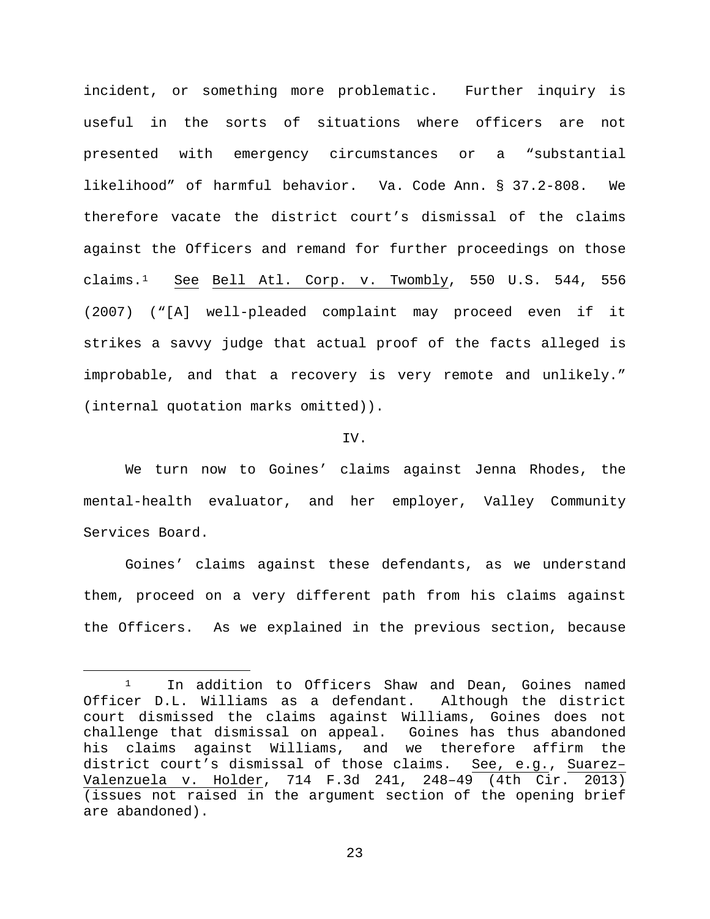incident, or something more problematic. Further inquiry is useful in the sorts of situations where officers are not presented with emergency circumstances or a "substantial likelihood" of harmful behavior. Va. Code Ann. § 37.2-808. We therefore vacate the district court's dismissal of the claims against the Officers and remand for further proceedings on those claims.[1] See Bell Atl. Corp. v. Twombly, 550 U.S. 544, 556 (2007) ("[A] well-pleaded complaint may proceed even if it strikes a savvy judge that actual proof of the facts alleged is improbable, and that a recovery is very remote and unlikely." (internal quotation marks omitted)).

IV.

We turn now to Goines' claims against Jenna Rhodes, the mental-health evaluator, and her employer, Valley Community Services Board.

Goines' claims against these defendants, as we understand them, proceed on a very different path from his claims against the Officers. As we explained in the previous section, because

---

[1] In addition to Officers Shaw and Dean, Goines named Officer D.L. Williams as a defendant. Although the district court dismissed the claims against Williams, Goines does not challenge that dismissal on appeal. Goines has thus abandoned his claims against Williams, and we therefore affirm the district court's dismissal of those claims. See, e.g., Suarez–Valenzuela v. Holder, 714 F.3d 241, 248–49 (4th Cir. 2013) (issues not raised in the argument section of the opening brief are abandoned).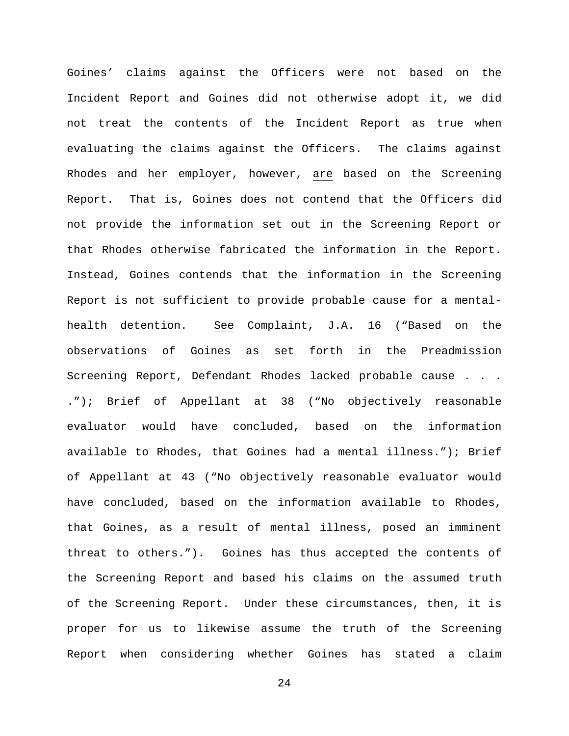Goines' claims against the Officers were not based on the Incident Report and Goines did not otherwise adopt it, we did not treat the contents of the Incident Report as true when evaluating the claims against the Officers. The claims against Rhodes and her employer, however, are based on the Screening Report. That is, Goines does not contend that the Officers did not provide the information set out in the Screening Report or that Rhodes otherwise fabricated the information in the Report. Instead, Goines contends that the information in the Screening Report is not sufficient to provide probable cause for a mental-health detention. See Complaint, J.A. 16 ("Based on the observations of Goines as set forth in the Preadmission Screening Report, Defendant Rhodes lacked probable cause . . . ."); Brief of Appellant at 38 ("No objectively reasonable evaluator would have concluded, based on the information available to Rhodes, that Goines had a mental illness."); Brief of Appellant at 43 ("No objectively reasonable evaluator would have concluded, based on the information available to Rhodes, that Goines, as a result of mental illness, posed an imminent threat to others."). Goines has thus accepted the contents of the Screening Report and based his claims on the assumed truth of the Screening Report. Under these circumstances, then, it is proper for us to likewise assume the truth of the Screening Report when considering whether Goines has stated a claim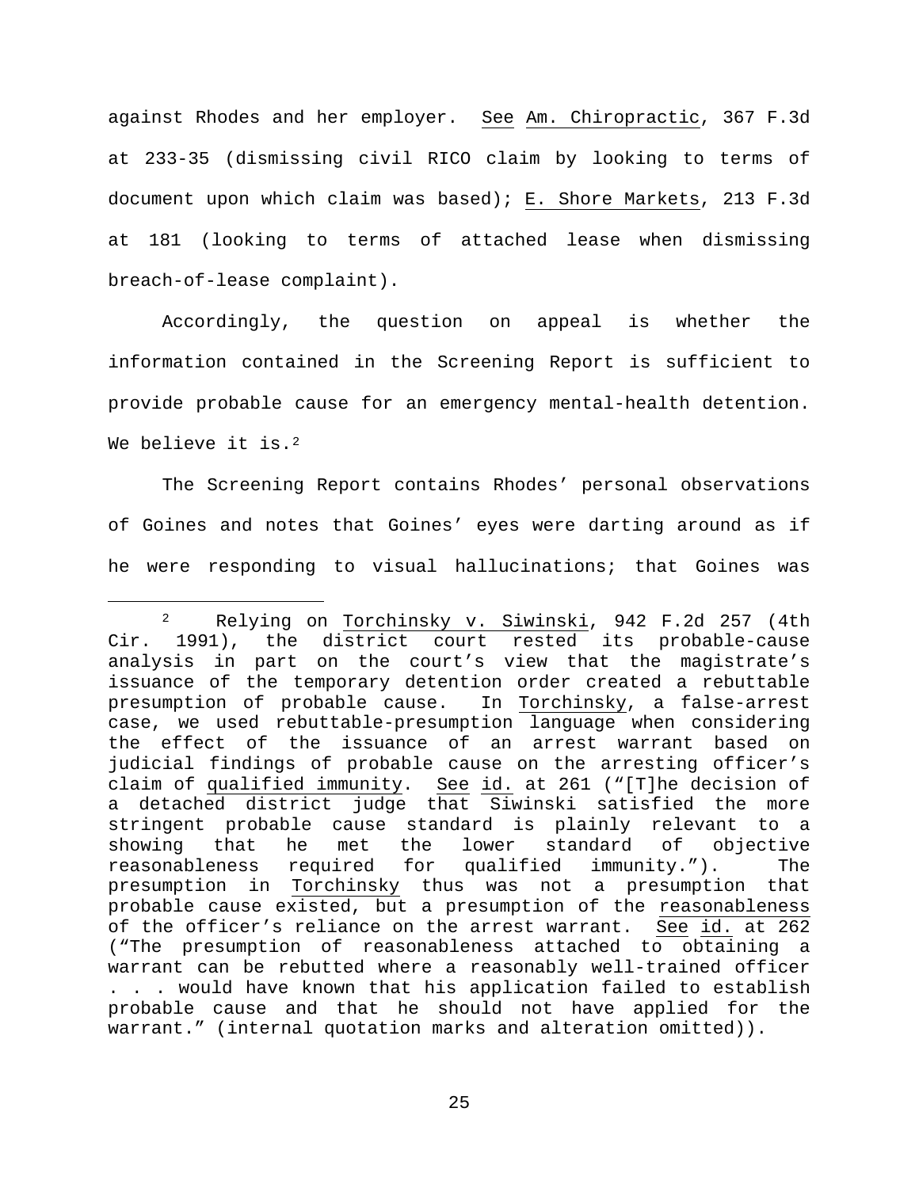against Rhodes and her employer. See Am. Chiropractic, 367 F.3d at 233-35 (dismissing civil RICO claim by looking to terms of document upon which claim was based); E. Shore Markets, 213 F.3d at 181 (looking to terms of attached lease when dismissing breach-of-lease complaint).

Accordingly, the question on appeal is whether the information contained in the Screening Report is sufficient to provide probable cause for an emergency mental-health detention. We believe it is.[2]

The Screening Report contains Rhodes' personal observations of Goines and notes that Goines' eyes were darting around as if he were responding to visual hallucinations; that Goines was

---

[2] Relying on Torchinsky v. Siwinski, 942 F.2d 257 (4th Cir. 1991), the district court rested its probable-cause analysis in part on the court's view that the magistrate's issuance of the temporary detention order created a rebuttable presumption of probable cause. In Torchinsky, a false-arrest case, we used rebuttable-presumption language when considering the effect of the issuance of an arrest warrant based on judicial findings of probable cause on the arresting officer's claim of qualified immunity. See id. at 261 ("[T]he decision of a detached district judge that Siwinski satisfied the more stringent probable cause standard is plainly relevant to a showing that he met the lower standard of objective reasonableness required for qualified immunity."). The presumption in Torchinsky thus was not a presumption that probable cause existed, but a presumption of the reasonableness of the officer's reliance on the arrest warrant. See id. at 262 ("The presumption of reasonableness attached to obtaining a warrant can be rebutted where a reasonably well-trained officer . . . would have known that his application failed to establish probable cause and that he should not have applied for the warrant." (internal quotation marks and alteration omitted)).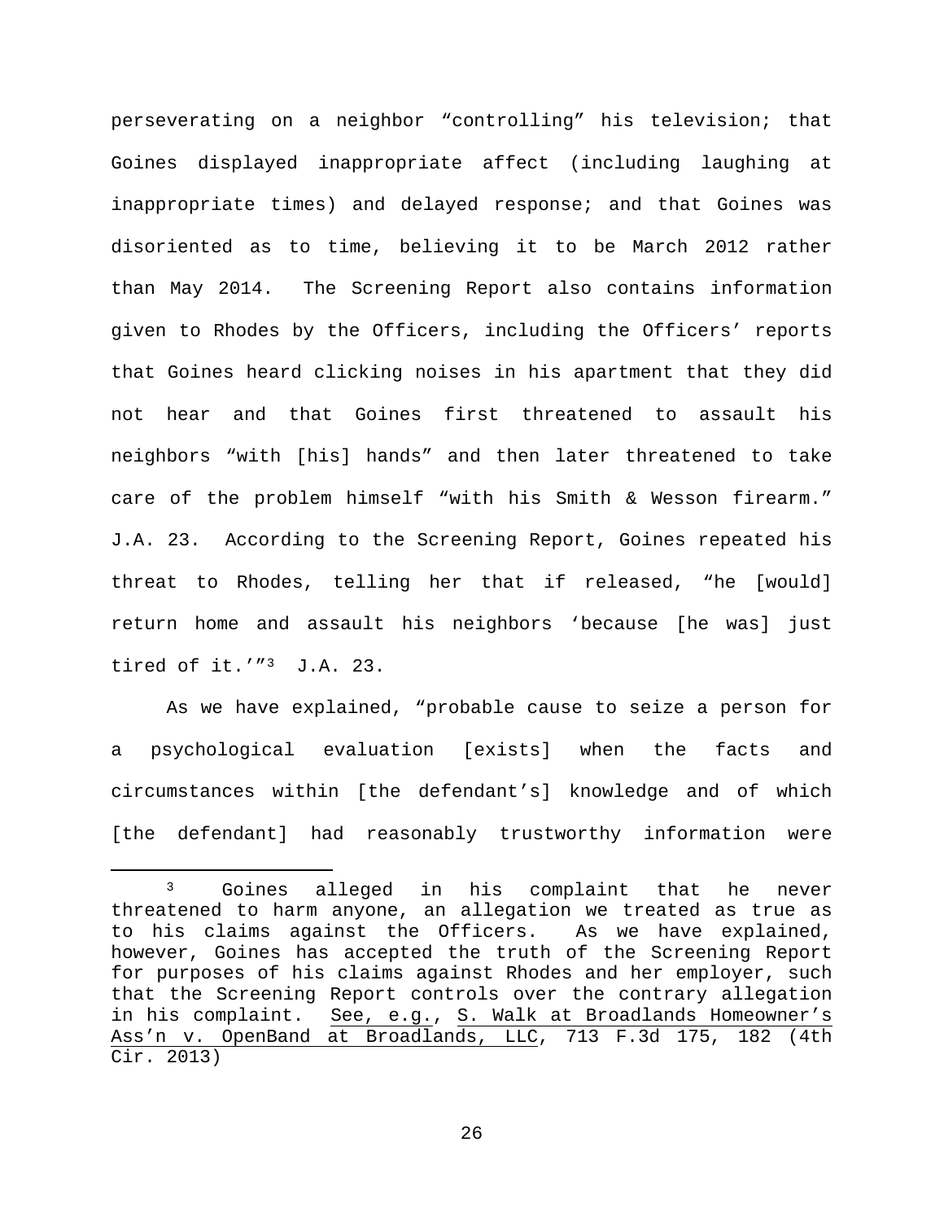perseverating on a neighbor "controlling" his television; that Goines displayed inappropriate affect (including laughing at inappropriate times) and delayed response; and that Goines was disoriented as to time, believing it to be March 2012 rather than May 2014. The Screening Report also contains information given to Rhodes by the Officers, including the Officers' reports that Goines heard clicking noises in his apartment that they did not hear and that Goines first threatened to assault his neighbors "with [his] hands" and then later threatened to take care of the problem himself "with his Smith & Wesson firearm." J.A. 23. According to the Screening Report, Goines repeated his threat to Rhodes, telling her that if released, "he [would] return home and assault his neighbors 'because [he was] just tired of it.'"[3] J.A. 23.

As we have explained, "probable cause to seize a person for a psychological evaluation [exists] when the facts and circumstances within [the defendant's] knowledge and of which [the defendant] had reasonably trustworthy information were

---

[3] Goines alleged in his complaint that he never threatened to harm anyone, an allegation we treated as true as to his claims against the Officers. As we have explained, however, Goines has accepted the truth of the Screening Report for purposes of his claims against Rhodes and her employer, such that the Screening Report controls over the contrary allegation in his complaint. See, e.g., S. Walk at Broadlands Homeowner's Ass'n v. OpenBand at Broadlands, LLC, 713 F.3d 175, 182 (4th Cir. 2013)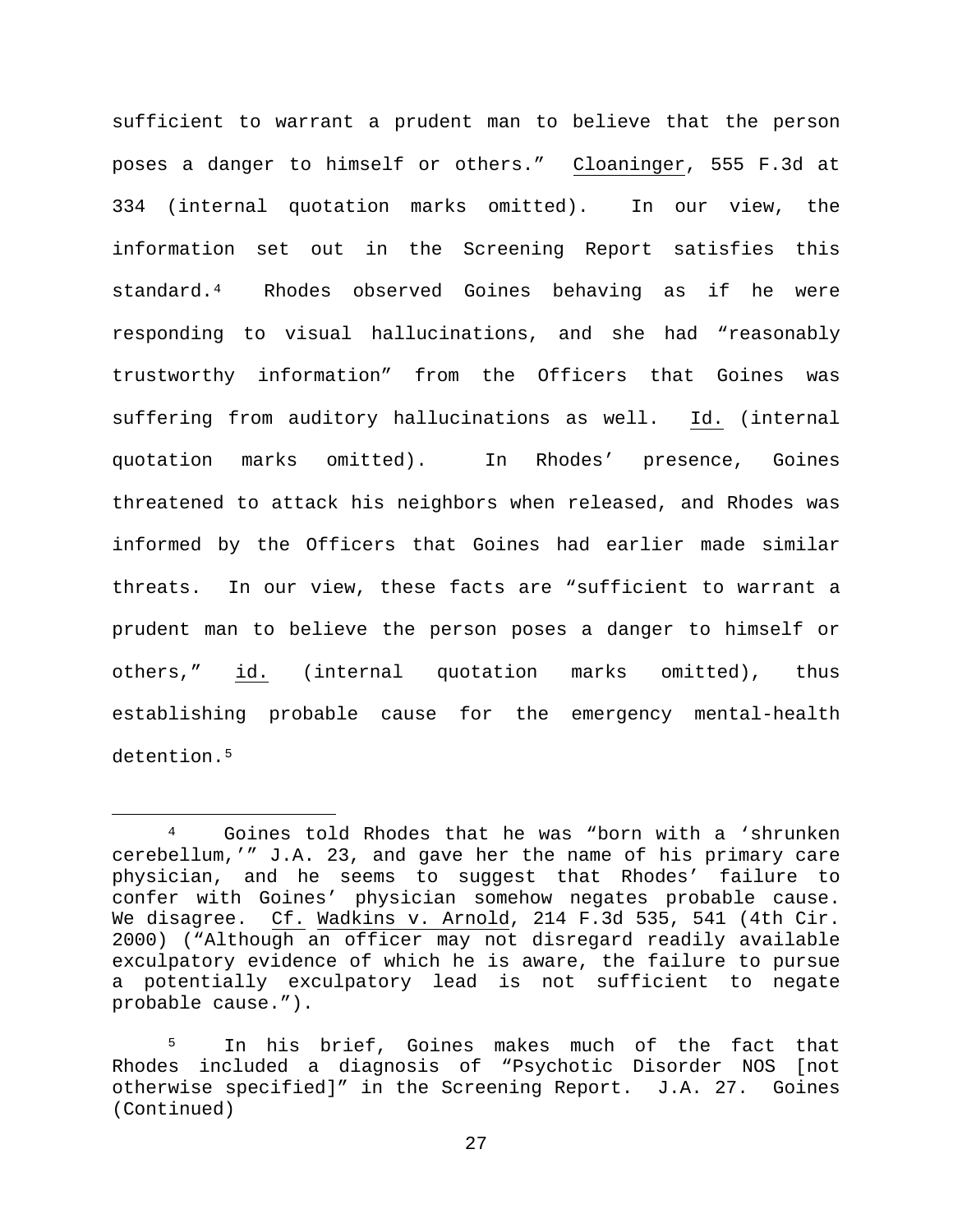sufficient to warrant a prudent man to believe that the person poses a danger to himself or others." Cloaninger, 555 F.3d at 334 (internal quotation marks omitted). In our view, the information set out in the Screening Report satisfies this standard.[4] Rhodes observed Goines behaving as if he were responding to visual hallucinations, and she had "reasonably trustworthy information" from the Officers that Goines was suffering from auditory hallucinations as well. Id. (internal quotation marks omitted). In Rhodes' presence, Goines threatened to attack his neighbors when released, and Rhodes was informed by the Officers that Goines had earlier made similar threats. In our view, these facts are "sufficient to warrant a prudent man to believe the person poses a danger to himself or others," id. (internal quotation marks omitted), thus establishing probable cause for the emergency mental-health detention.[5]

---

[4] Goines told Rhodes that he was "born with a 'shrunken cerebellum,'" J.A. 23, and gave her the name of his primary care physician, and he seems to suggest that Rhodes' failure to confer with Goines' physician somehow negates probable cause. We disagree. Cf. Wadkins v. Arnold, 214 F.3d 535, 541 (4th Cir. 2000) ("Although an officer may not disregard readily available exculpatory evidence of which he is aware, the failure to pursue a potentially exculpatory lead is not sufficient to negate probable cause.").

[5] In his brief, Goines makes much of the fact that Rhodes included a diagnosis of "Psychotic Disorder NOS [not otherwise specified]" in the Screening Report. J.A. 27. Goines (Continued)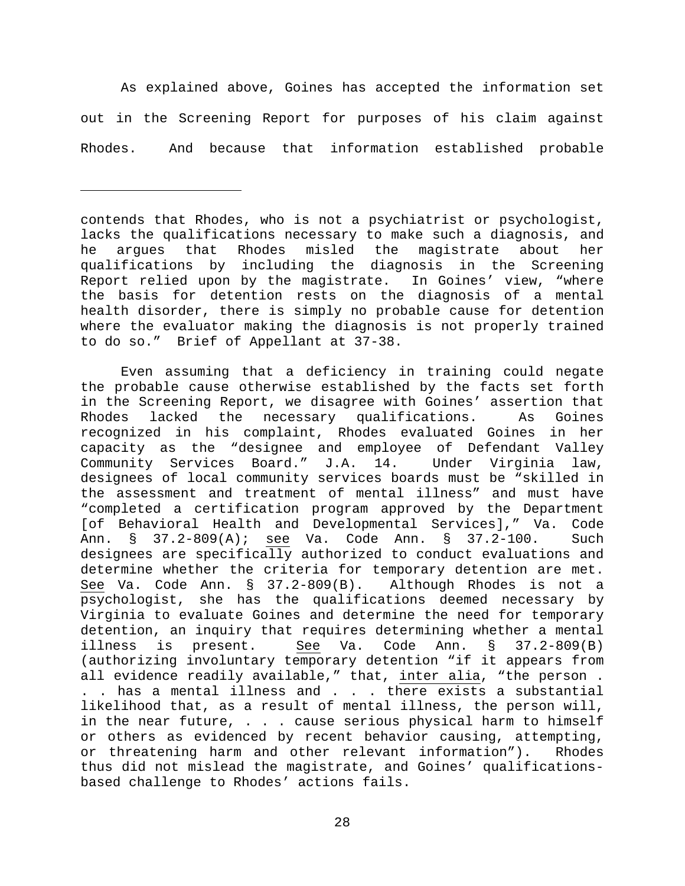As explained above, Goines has accepted the information set out in the Screening Report for purposes of his claim against Rhodes. And because that information established probable

---

contends that Rhodes, who is not a psychiatrist or psychologist, lacks the qualifications necessary to make such a diagnosis, and he argues that Rhodes misled the magistrate about her qualifications by including the diagnosis in the Screening Report relied upon by the magistrate. In Goines' view, "where the basis for detention rests on the diagnosis of a mental health disorder, there is simply no probable cause for detention where the evaluator making the diagnosis is not properly trained to do so." Brief of Appellant at 37-38.

Even assuming that a deficiency in training could negate the probable cause otherwise established by the facts set forth in the Screening Report, we disagree with Goines' assertion that Rhodes lacked the necessary qualifications. As Goines recognized in his complaint, Rhodes evaluated Goines in her capacity as the "designee and employee of Defendant Valley Community Services Board." J.A. 14. Under Virginia law, designees of local community services boards must be "skilled in the assessment and treatment of mental illness" and must have "completed a certification program approved by the Department [of Behavioral Health and Developmental Services]," Va. Code Ann. § 37.2-809(A); see Va. Code Ann. § 37.2-100. Such designees are specifically authorized to conduct evaluations and determine whether the criteria for temporary detention are met. See Va. Code Ann. § 37.2-809(B). Although Rhodes is not a psychologist, she has the qualifications deemed necessary by Virginia to evaluate Goines and determine the need for temporary detention, an inquiry that requires determining whether a mental illness is present. See Va. Code Ann. § 37.2-809(B) (authorizing involuntary temporary detention "if it appears from all evidence readily available," that, inter alia, "the person . . . has a mental illness and . . . there exists a substantial likelihood that, as a result of mental illness, the person will, in the near future, . . . cause serious physical harm to himself or others as evidenced by recent behavior causing, attempting, or threatening harm and other relevant information"). Rhodes thus did not mislead the magistrate, and Goines' qualifications-based challenge to Rhodes' actions fails.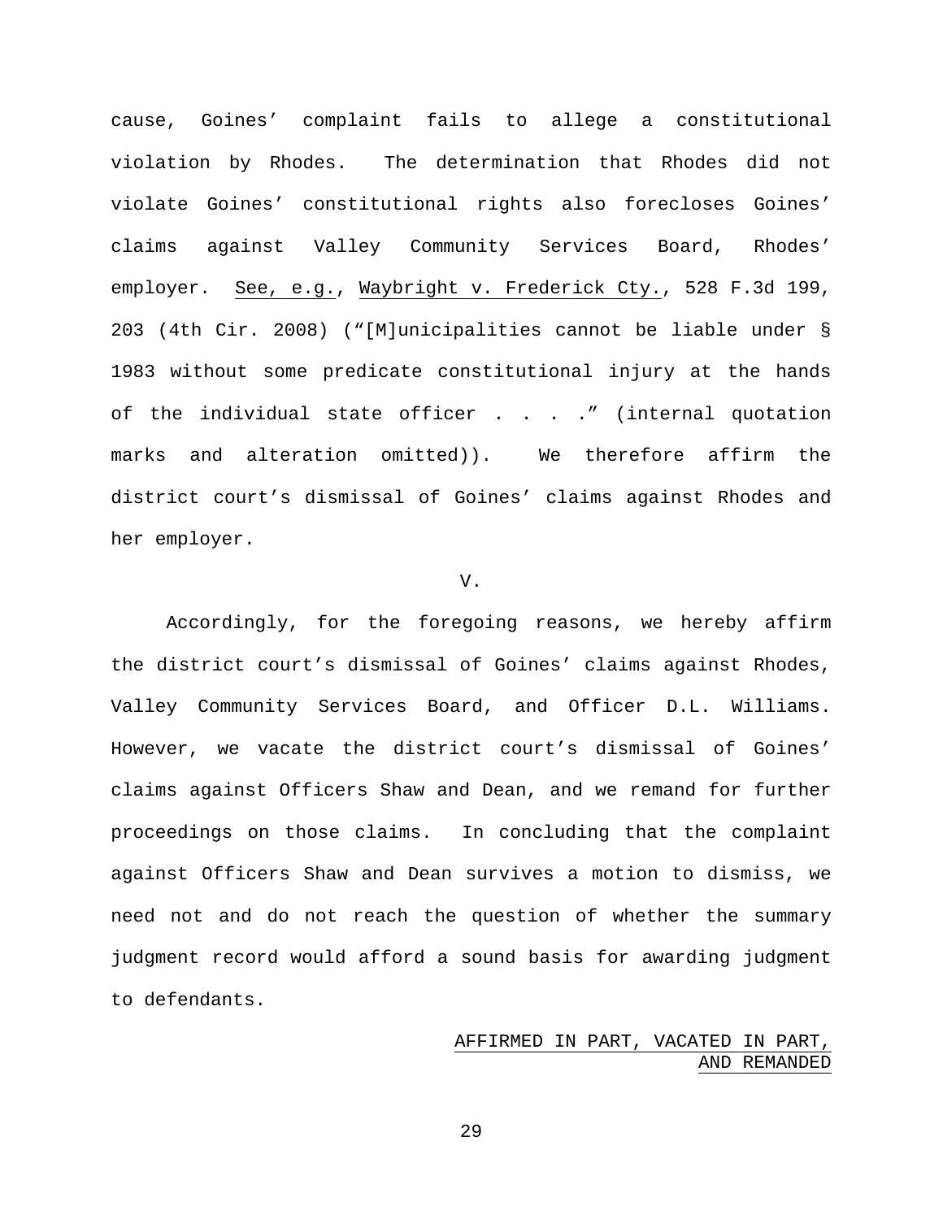cause, Goines' complaint fails to allege a constitutional violation by Rhodes. The determination that Rhodes did not violate Goines' constitutional rights also forecloses Goines' claims against Valley Community Services Board, Rhodes' employer. See, e.g., Waybright v. Frederick Cty., 528 F.3d 199, 203 (4th Cir. 2008) ("[M]unicipalities cannot be liable under § 1983 without some predicate constitutional injury at the hands of the individual state officer . . . ." (internal quotation marks and alteration omitted)). We therefore affirm the district court's dismissal of Goines' claims against Rhodes and her employer.

## V.

Accordingly, for the foregoing reasons, we hereby affirm the district court's dismissal of Goines' claims against Rhodes, Valley Community Services Board, and Officer D.L. Williams. However, we vacate the district court's dismissal of Goines' claims against Officers Shaw and Dean, and we remand for further proceedings on those claims. In concluding that the complaint against Officers Shaw and Dean survives a motion to dismiss, we need not and do not reach the question of whether the summary judgment record would afford a sound basis for awarding judgment to defendants.

AFFIRMED IN PART, VACATED IN PART, AND REMANDED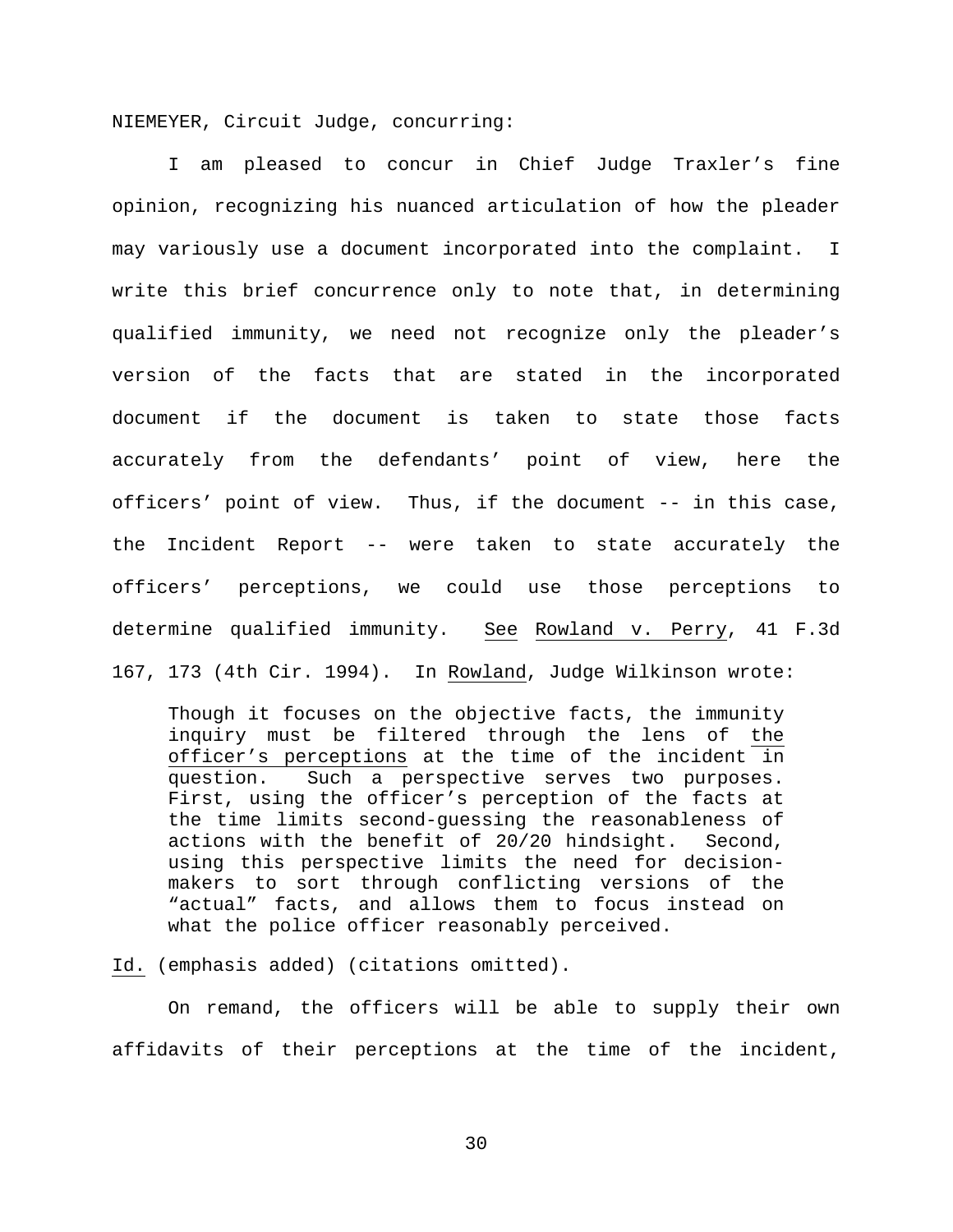NIEMEYER, Circuit Judge, concurring:

I am pleased to concur in Chief Judge Traxler's fine opinion, recognizing his nuanced articulation of how the pleader may variously use a document incorporated into the complaint. I write this brief concurrence only to note that, in determining qualified immunity, we need not recognize only the pleader's version of the facts that are stated in the incorporated document if the document is taken to state those facts accurately from the defendants' point of view, here the officers' point of view. Thus, if the document -- in this case, the Incident Report -- were taken to state accurately the officers' perceptions, we could use those perceptions to determine qualified immunity. See Rowland v. Perry, 41 F.3d 167, 173 (4th Cir. 1994). In Rowland, Judge Wilkinson wrote:

> Though it focuses on the objective facts, the immunity inquiry must be filtered through the lens of the officer's perceptions at the time of the incident in question. Such a perspective serves two purposes. First, using the officer's perception of the facts at the time limits second-guessing the reasonableness of actions with the benefit of 20/20 hindsight. Second, using this perspective limits the need for decision-makers to sort through conflicting versions of the "actual" facts, and allows them to focus instead on what the police officer reasonably perceived.

Id. (emphasis added) (citations omitted).

On remand, the officers will be able to supply their own affidavits of their perceptions at the time of the incident,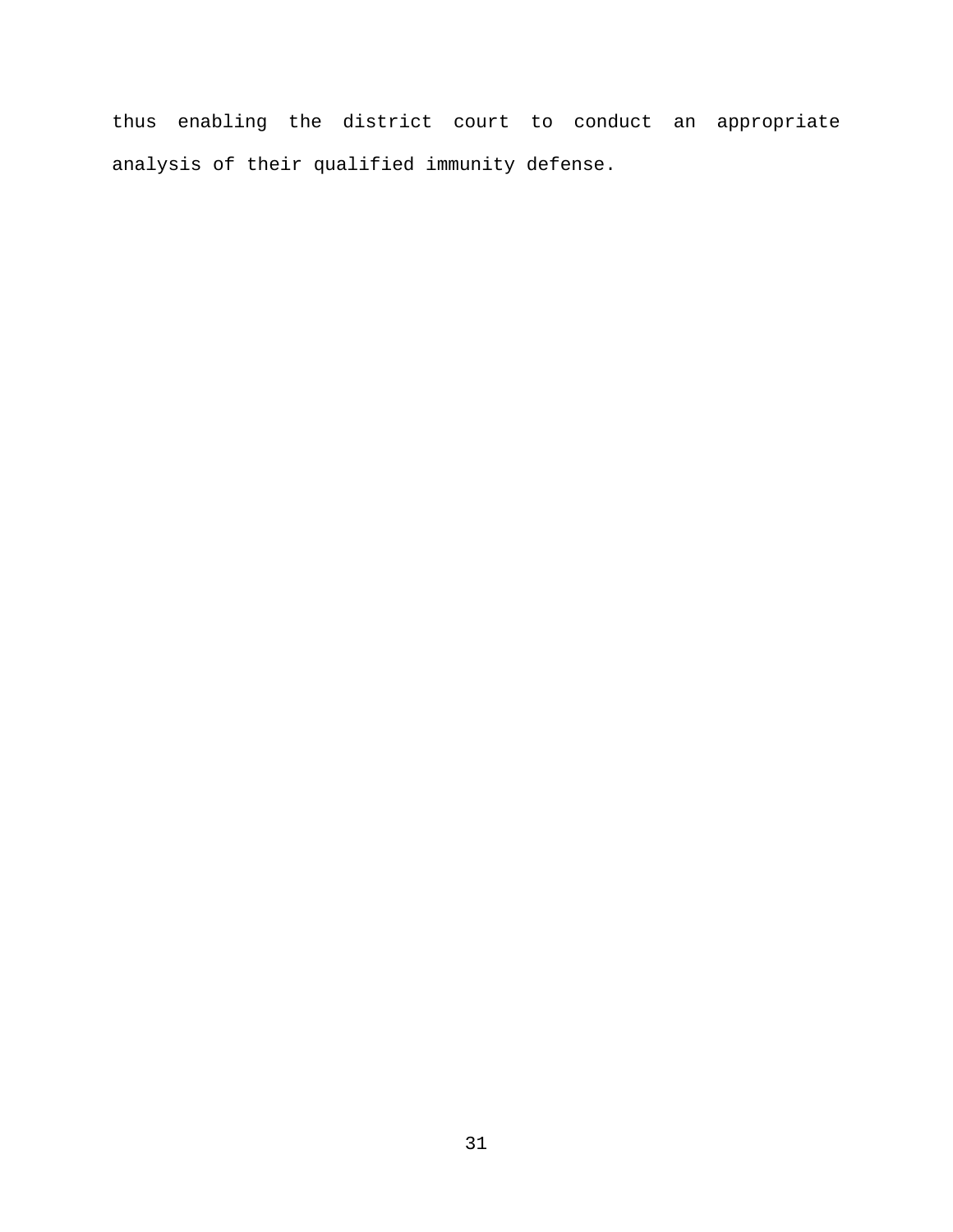thus enabling the district court to conduct an appropriate analysis of their qualified immunity defense.